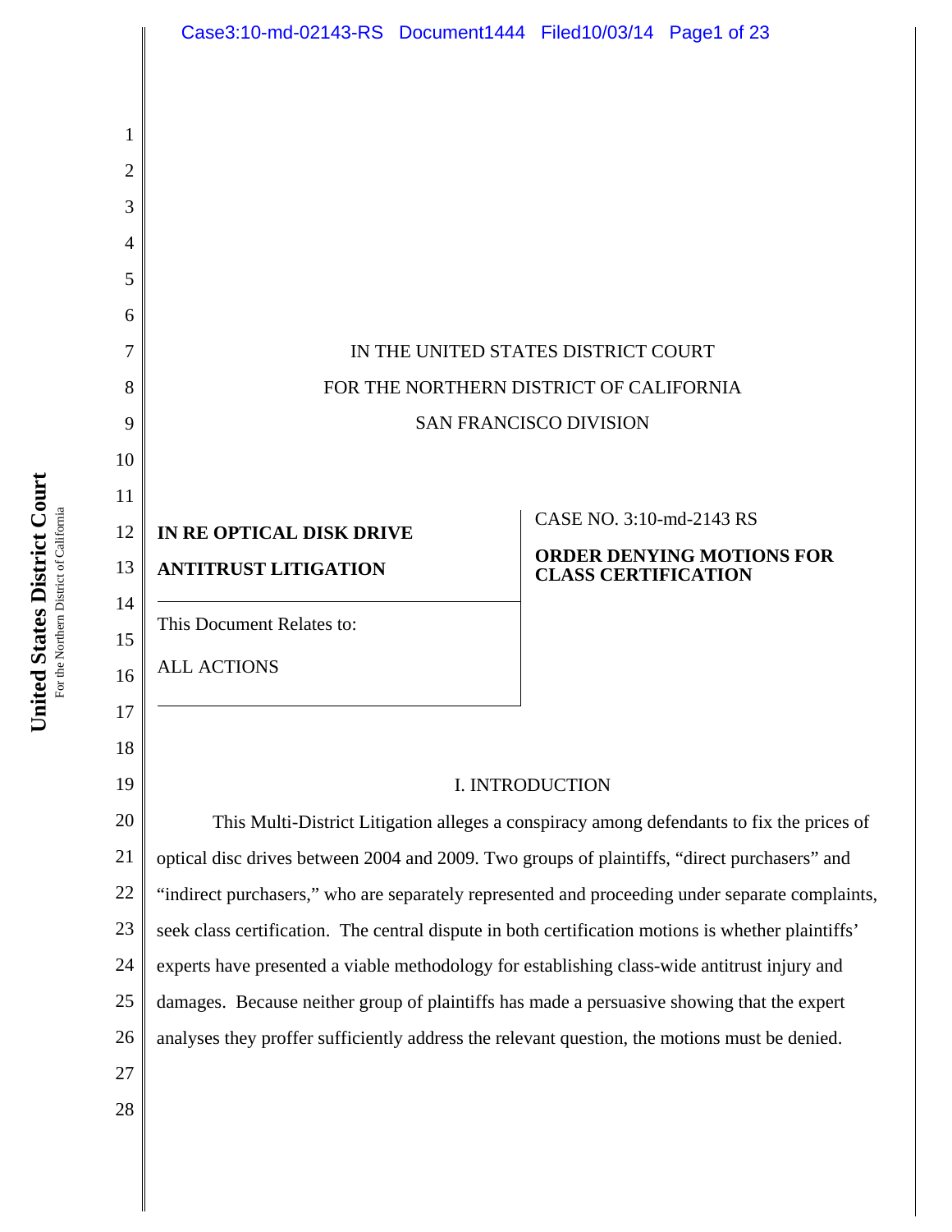IN THE UNITED STATES DISTRICT COURT

FOR THE NORTHERN DISTRICT OF CALIFORNIA

SAN FRANCISCO DIVISION

**IN RE OPTICAL DISK DRIVE ANTITRUST LITIGATION**

This Document Relates to:

ALL ACTIONS

CASE NO. 3:10-md-2143 RS

**ORDER DENYING MOTIONS FOR CLASS CERTIFICATION**

## I. INTRODUCTION

This Multi-District Litigation alleges a conspiracy among defendants to fix the prices of optical disc drives between 2004 and 2009. Two groups of plaintiffs, "direct purchasers" and "indirect purchasers," who are separately represented and proceeding under separate complaints, seek class certification. The central dispute in both certification motions is whether plaintiffs' experts have presented a viable methodology for establishing class-wide antitrust injury and damages. Because neither group of plaintiffs has made a persuasive showing that the expert analyses they proffer sufficiently address the relevant question, the motions must be denied.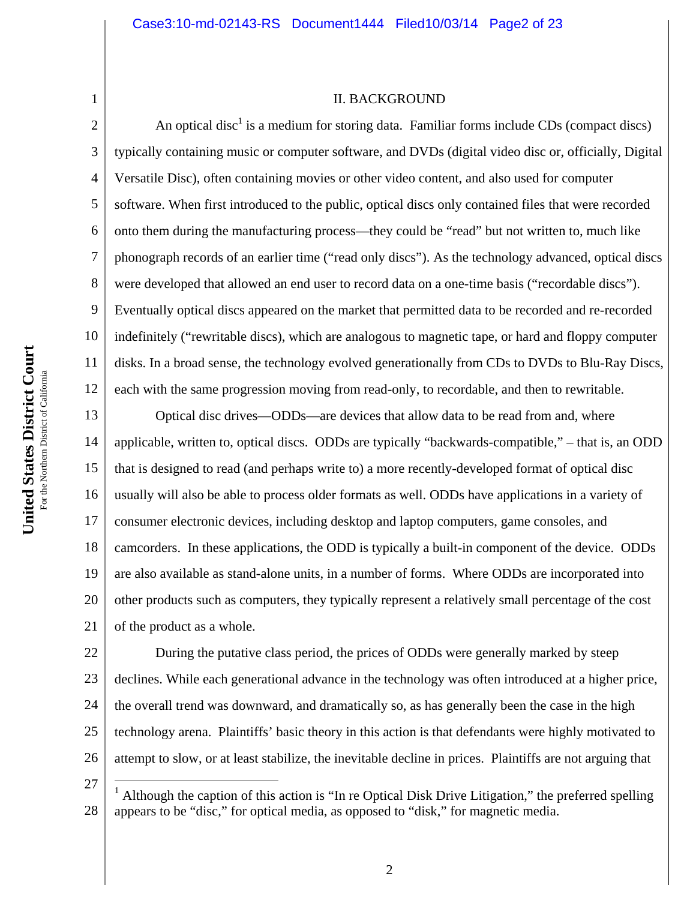## II. BACKGROUND

An optical disc[1] is a medium for storing data. Familiar forms include CDs (compact discs) typically containing music or computer software, and DVDs (digital video disc or, officially, Digital Versatile Disc), often containing movies or other video content, and also used for computer software. When first introduced to the public, optical discs only contained files that were recorded onto them during the manufacturing process—they could be "read" but not written to, much like phonograph records of an earlier time ("read only discs"). As the technology advanced, optical discs were developed that allowed an end user to record data on a one-time basis ("recordable discs"). Eventually optical discs appeared on the market that permitted data to be recorded and re-recorded indefinitely ("rewritable discs), which are analogous to magnetic tape, or hard and floppy computer disks. In a broad sense, the technology evolved generationally from CDs to DVDs to Blu-Ray Discs, each with the same progression moving from read-only, to recordable, and then to rewritable.

Optical disc drives—ODDs—are devices that allow data to be read from and, where applicable, written to, optical discs. ODDs are typically "backwards-compatible," – that is, an ODD that is designed to read (and perhaps write to) a more recently-developed format of optical disc usually will also be able to process older formats as well. ODDs have applications in a variety of consumer electronic devices, including desktop and laptop computers, game consoles, and camcorders. In these applications, the ODD is typically a built-in component of the device. ODDs are also available as stand-alone units, in a number of forms. Where ODDs are incorporated into other products such as computers, they typically represent a relatively small percentage of the cost of the product as a whole.

During the putative class period, the prices of ODDs were generally marked by steep declines. While each generational advance in the technology was often introduced at a higher price, the overall trend was downward, and dramatically so, as has generally been the case in the high technology arena. Plaintiffs' basic theory in this action is that defendants were highly motivated to attempt to slow, or at least stabilize, the inevitable decline in prices. Plaintiffs are not arguing that

---

[1] Although the caption of this action is "In re Optical Disk Drive Litigation," the preferred spelling appears to be "disc," for optical media, as opposed to "disk," for magnetic media.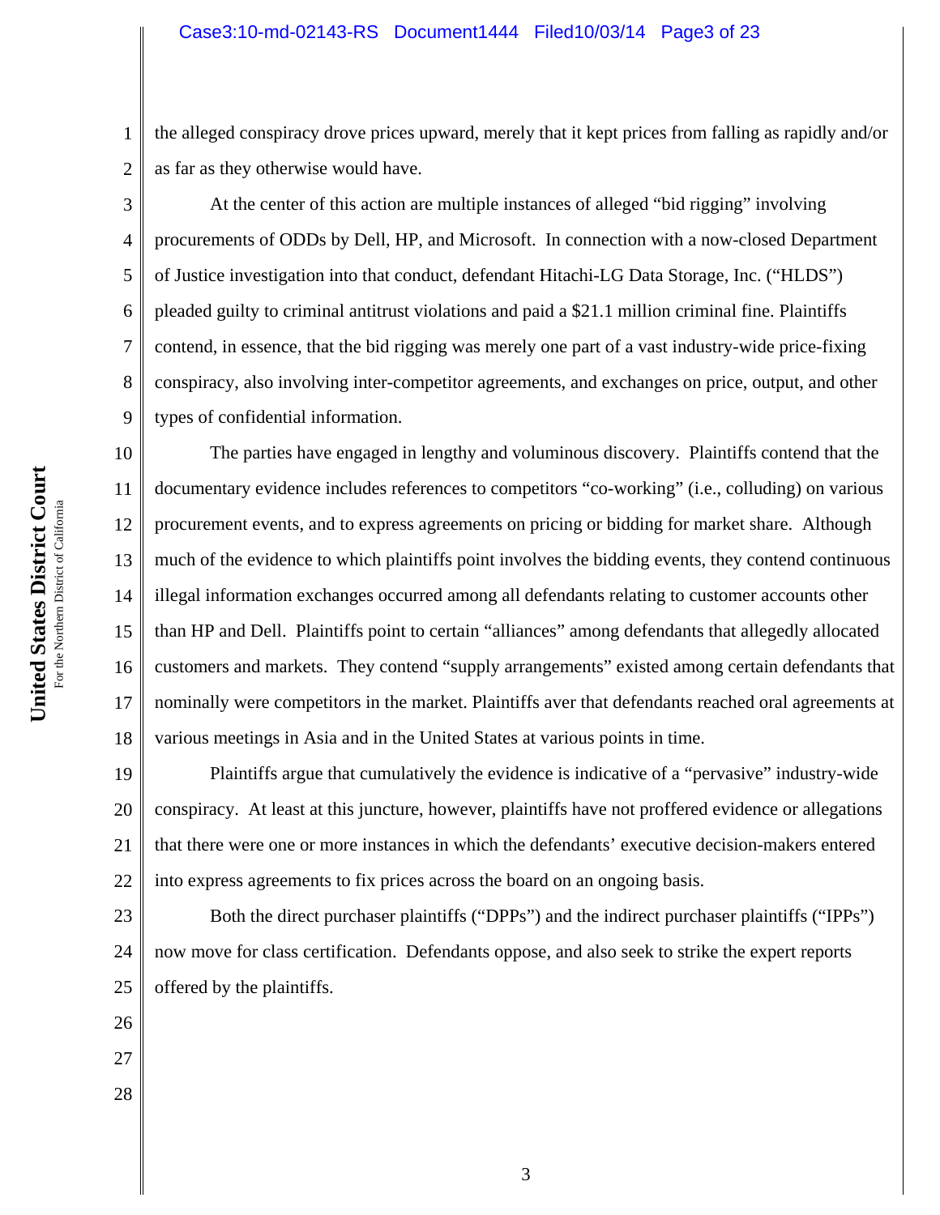the alleged conspiracy drove prices upward, merely that it kept prices from falling as rapidly and/or as far as they otherwise would have.

At the center of this action are multiple instances of alleged "bid rigging" involving procurements of ODDs by Dell, HP, and Microsoft. In connection with a now-closed Department of Justice investigation into that conduct, defendant Hitachi-LG Data Storage, Inc. ("HLDS") pleaded guilty to criminal antitrust violations and paid a $21.1 million criminal fine. Plaintiffs contend, in essence, that the bid rigging was merely one part of a vast industry-wide price-fixing conspiracy, also involving inter-competitor agreements, and exchanges on price, output, and other types of confidential information.

The parties have engaged in lengthy and voluminous discovery. Plaintiffs contend that the documentary evidence includes references to competitors "co-working" (i.e., colluding) on various procurement events, and to express agreements on pricing or bidding for market share. Although much of the evidence to which plaintiffs point involves the bidding events, they contend continuous illegal information exchanges occurred among all defendants relating to customer accounts other than HP and Dell. Plaintiffs point to certain "alliances" among defendants that allegedly allocated customers and markets. They contend "supply arrangements" existed among certain defendants that nominally were competitors in the market. Plaintiffs aver that defendants reached oral agreements at various meetings in Asia and in the United States at various points in time.

Plaintiffs argue that cumulatively the evidence is indicative of a "pervasive" industry-wide conspiracy. At least at this juncture, however, plaintiffs have not proffered evidence or allegations that there were one or more instances in which the defendants' executive decision-makers entered into express agreements to fix prices across the board on an ongoing basis.

Both the direct purchaser plaintiffs ("DPPs") and the indirect purchaser plaintiffs ("IPPs") now move for class certification. Defendants oppose, and also seek to strike the expert reports offered by the plaintiffs.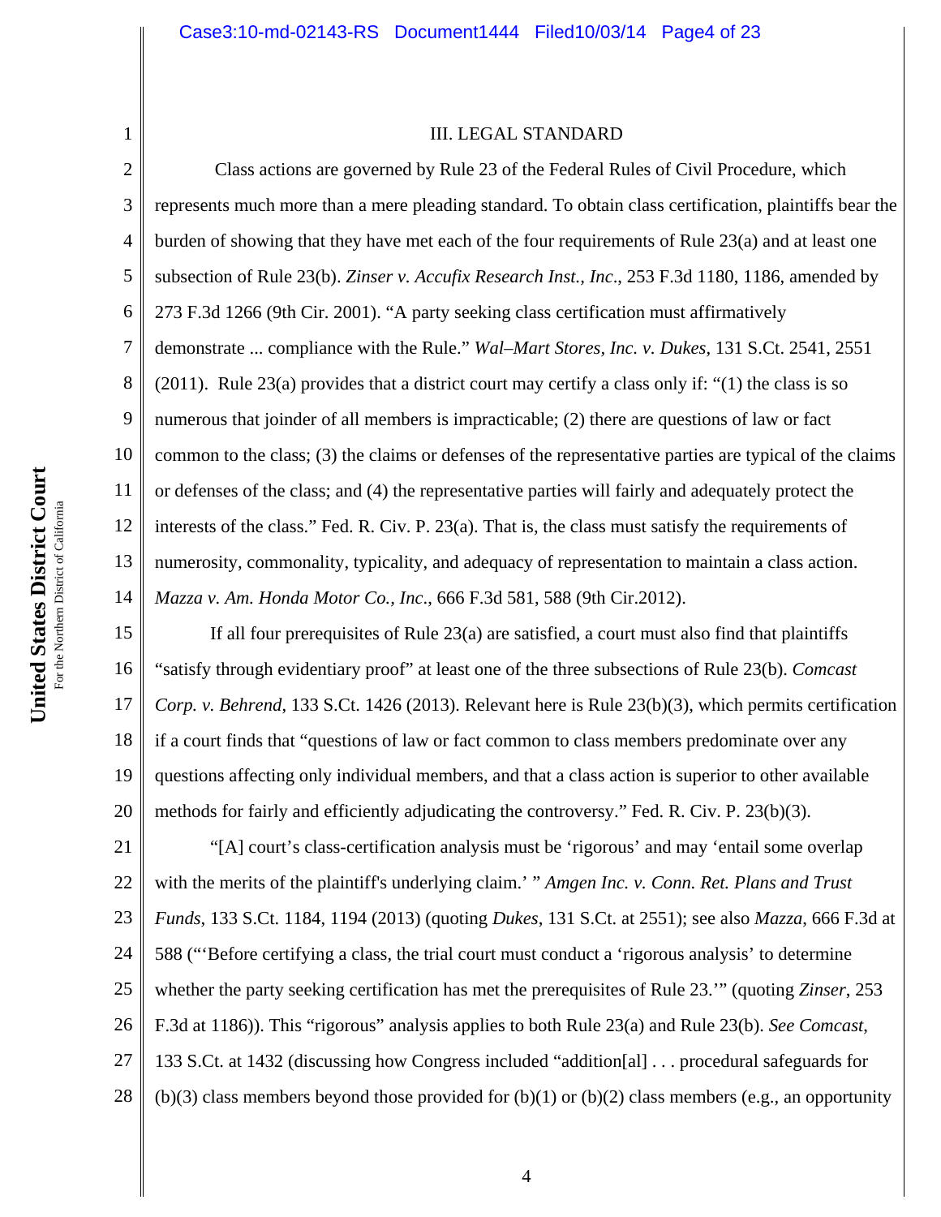### III. LEGAL STANDARD

Class actions are governed by Rule 23 of the Federal Rules of Civil Procedure, which represents much more than a mere pleading standard. To obtain class certification, plaintiffs bear the burden of showing that they have met each of the four requirements of Rule 23(a) and at least one subsection of Rule 23(b). *Zinser v. Accufix Research Inst., Inc*., 253 F.3d 1180, 1186, amended by 273 F.3d 1266 (9th Cir. 2001). "A party seeking class certification must affirmatively demonstrate ... compliance with the Rule." *Wal–Mart Stores, Inc. v. Dukes*, 131 S.Ct. 2541, 2551 (2011). Rule 23(a) provides that a district court may certify a class only if: "(1) the class is so numerous that joinder of all members is impracticable; (2) there are questions of law or fact common to the class; (3) the claims or defenses of the representative parties are typical of the claims or defenses of the class; and (4) the representative parties will fairly and adequately protect the interests of the class." Fed. R. Civ. P. 23(a). That is, the class must satisfy the requirements of numerosity, commonality, typicality, and adequacy of representation to maintain a class action. *Mazza v. Am. Honda Motor Co., Inc*., 666 F.3d 581, 588 (9th Cir.2012).

If all four prerequisites of Rule 23(a) are satisfied, a court must also find that plaintiffs "satisfy through evidentiary proof" at least one of the three subsections of Rule 23(b). *Comcast Corp. v. Behrend*, 133 S.Ct. 1426 (2013). Relevant here is Rule 23(b)(3), which permits certification if a court finds that "questions of law or fact common to class members predominate over any questions affecting only individual members, and that a class action is superior to other available methods for fairly and efficiently adjudicating the controversy." Fed. R. Civ. P. 23(b)(3).

"[A] court's class-certification analysis must be 'rigorous' and may 'entail some overlap with the merits of the plaintiff's underlying claim.' " *Amgen Inc. v. Conn. Ret. Plans and Trust Funds*, 133 S.Ct. 1184, 1194 (2013) (quoting *Dukes*, 131 S.Ct. at 2551); see also *Mazza*, 666 F.3d at 588 ("'Before certifying a class, the trial court must conduct a 'rigorous analysis' to determine whether the party seeking certification has met the prerequisites of Rule 23.'" (quoting *Zinser*, 253 F.3d at 1186)). This "rigorous" analysis applies to both Rule 23(a) and Rule 23(b). *See Comcast*, 133 S.Ct. at 1432 (discussing how Congress included "addition[al] . . . procedural safeguards for (b)(3) class members beyond those provided for (b)(1) or (b)(2) class members (e.g., an opportunity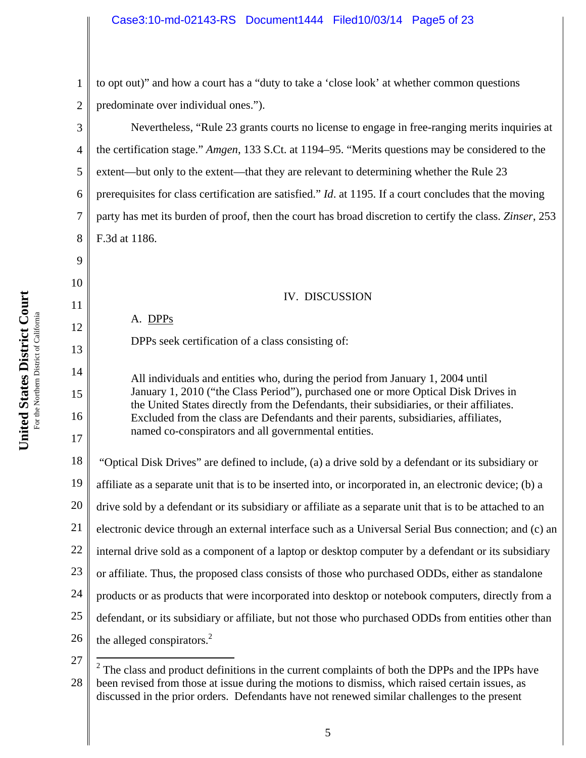to opt out)" and how a court has a "duty to take a 'close look' at whether common questions predominate over individual ones.").

Nevertheless, "Rule 23 grants courts no license to engage in free-ranging merits inquiries at the certification stage." *Amgen*, 133 S.Ct. at 1194–95. "Merits questions may be considered to the extent—but only to the extent—that they are relevant to determining whether the Rule 23 prerequisites for class certification are satisfied." *Id*. at 1195. If a court concludes that the moving party has met its burden of proof, then the court has broad discretion to certify the class. *Zinser*, 253 F.3d at 1186.

## IV. DISCUSSION

### A. DPPs

DPPs seek certification of a class consisting of:

> All individuals and entities who, during the period from January 1, 2004 until January 1, 2010 ("the Class Period"), purchased one or more Optical Disk Drives in the United States directly from the Defendants, their subsidiaries, or their affiliates. Excluded from the class are Defendants and their parents, subsidiaries, affiliates, named co-conspirators and all governmental entities.

"Optical Disk Drives" are defined to include, (a) a drive sold by a defendant or its subsidiary or affiliate as a separate unit that is to be inserted into, or incorporated in, an electronic device; (b) a drive sold by a defendant or its subsidiary or affiliate as a separate unit that is to be attached to an electronic device through an external interface such as a Universal Serial Bus connection; and (c) an internal drive sold as a component of a laptop or desktop computer by a defendant or its subsidiary or affiliate. Thus, the proposed class consists of those who purchased ODDs, either as standalone products or as products that were incorporated into desktop or notebook computers, directly from a defendant, or its subsidiary or affiliate, but not those who purchased ODDs from entities other than the alleged conspirators.[2]

[2] The class and product definitions in the current complaints of both the DPPs and the IPPs have been revised from those at issue during the motions to dismiss, which raised certain issues, as discussed in the prior orders. Defendants have not renewed similar challenges to the present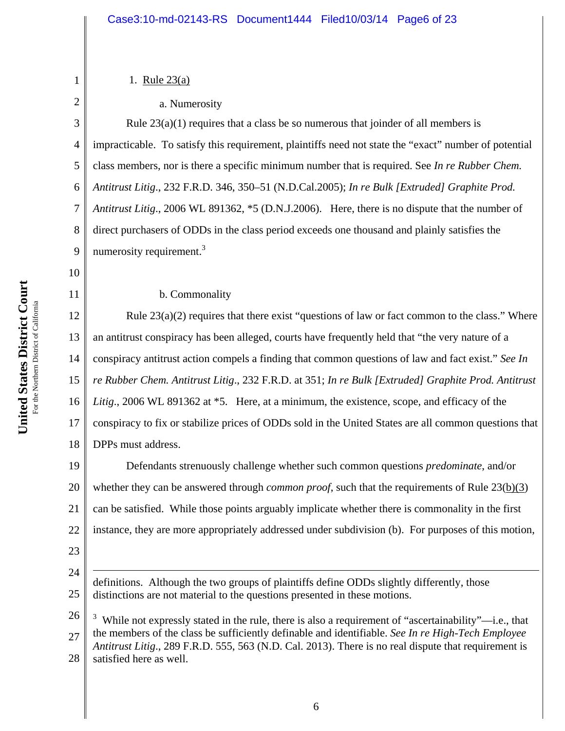1. Rule 23(a)

a. Numerosity

Rule 23(a)(1) requires that a class be so numerous that joinder of all members is impracticable. To satisfy this requirement, plaintiffs need not state the "exact" number of potential class members, nor is there a specific minimum number that is required. See *In re Rubber Chem. Antitrust Litig*., 232 F.R.D. 346, 350–51 (N.D.Cal.2005); *In re Bulk [Extruded] Graphite Prod. Antitrust Litig*., 2006 WL 891362, *5 (D.N.J.2006). Here, there is no dispute that the number of direct purchasers of ODDs in the class period exceeds one thousand and plainly satisfies the numerosity requirement.[3]

b. Commonality

Rule 23(a)(2) requires that there exist "questions of law or fact common to the class." Where an antitrust conspiracy has been alleged, courts have frequently held that "the very nature of a conspiracy antitrust action compels a finding that common questions of law and fact exist." *See In re Rubber Chem. Antitrust Litig*., 232 F.R.D. at 351; *In re Bulk [Extruded] Graphite Prod. Antitrust Litig*., 2006 WL 891362 at *5. Here, at a minimum, the existence, scope, and efficacy of the conspiracy to fix or stabilize prices of ODDs sold in the United States are all common questions that DPPs must address.

Defendants strenuously challenge whether such common questions *predominate*, and/or whether they can be answered through *common proof*, such that the requirements of Rule 23(b)(3) can be satisfied. While those points arguably implicate whether there is commonality in the first instance, they are more appropriately addressed under subdivision (b). For purposes of this motion,

---

definitions. Although the two groups of plaintiffs define ODDs slightly differently, those distinctions are not material to the questions presented in these motions.

[3] While not expressly stated in the rule, there is also a requirement of "ascertainability"—i.e., that the members of the class be sufficiently definable and identifiable. *See In re High-Tech Employee Antitrust Litig*., 289 F.R.D. 555, 563 (N.D. Cal. 2013). There is no real dispute that requirement is satisfied here as well.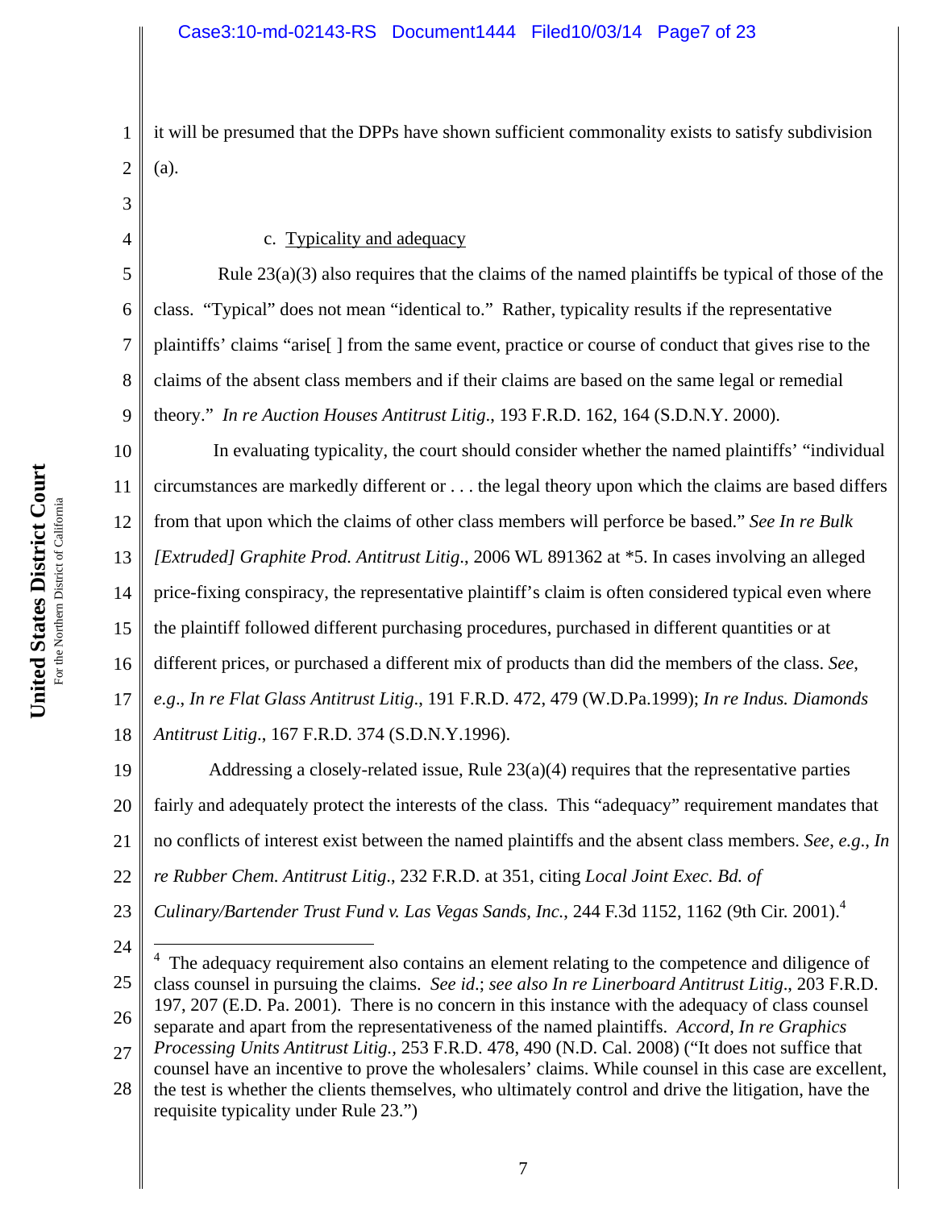it will be presumed that the DPPs have shown sufficient commonality exists to satisfy subdivision (a).

c. Typicality and adequacy

Rule 23(a)(3) also requires that the claims of the named plaintiffs be typical of those of the class. "Typical" does not mean "identical to." Rather, typicality results if the representative plaintiffs' claims "arise[ ] from the same event, practice or course of conduct that gives rise to the claims of the absent class members and if their claims are based on the same legal or remedial theory." *In re Auction Houses Antitrust Litig.*, 193 F.R.D. 162, 164 (S.D.N.Y. 2000).

In evaluating typicality, the court should consider whether the named plaintiffs' "individual circumstances are markedly different or . . . the legal theory upon which the claims are based differs from that upon which the claims of other class members will perforce be based." *See In re Bulk [Extruded] Graphite Prod. Antitrust Litig.*, 2006 WL 891362 at \*5. In cases involving an alleged price-fixing conspiracy, the representative plaintiff's claim is often considered typical even where the plaintiff followed different purchasing procedures, purchased in different quantities or at different prices, or purchased a different mix of products than did the members of the class. *See, e.g.*, *In re Flat Glass Antitrust Litig.*, 191 F.R.D. 472, 479 (W.D.Pa.1999); *In re Indus. Diamonds Antitrust Litig.*, 167 F.R.D. 374 (S.D.N.Y.1996).

Addressing a closely-related issue, Rule 23(a)(4) requires that the representative parties fairly and adequately protect the interests of the class. This "adequacy" requirement mandates that no conflicts of interest exist between the named plaintiffs and the absent class members. *See, e.g.*, *In re Rubber Chem. Antitrust Litig.*, 232 F.R.D. at 351, citing *Local Joint Exec. Bd. of Culinary/Bartender Trust Fund v. Las Vegas Sands, Inc.*, 244 F.3d 1152, 1162 (9th Cir. 2001).[4]

---

[4] The adequacy requirement also contains an element relating to the competence and diligence of class counsel in pursuing the claims. *See id.*; *see also In re Linerboard Antitrust Litig.*, 203 F.R.D. 197, 207 (E.D. Pa. 2001). There is no concern in this instance with the adequacy of class counsel separate and apart from the representativeness of the named plaintiffs. *Accord*, *In re Graphics Processing Units Antitrust Litig.*, 253 F.R.D. 478, 490 (N.D. Cal. 2008) ("It does not suffice that counsel have an incentive to prove the wholesalers' claims. While counsel in this case are excellent, the test is whether the clients themselves, who ultimately control and drive the litigation, have the requisite typicality under Rule 23.")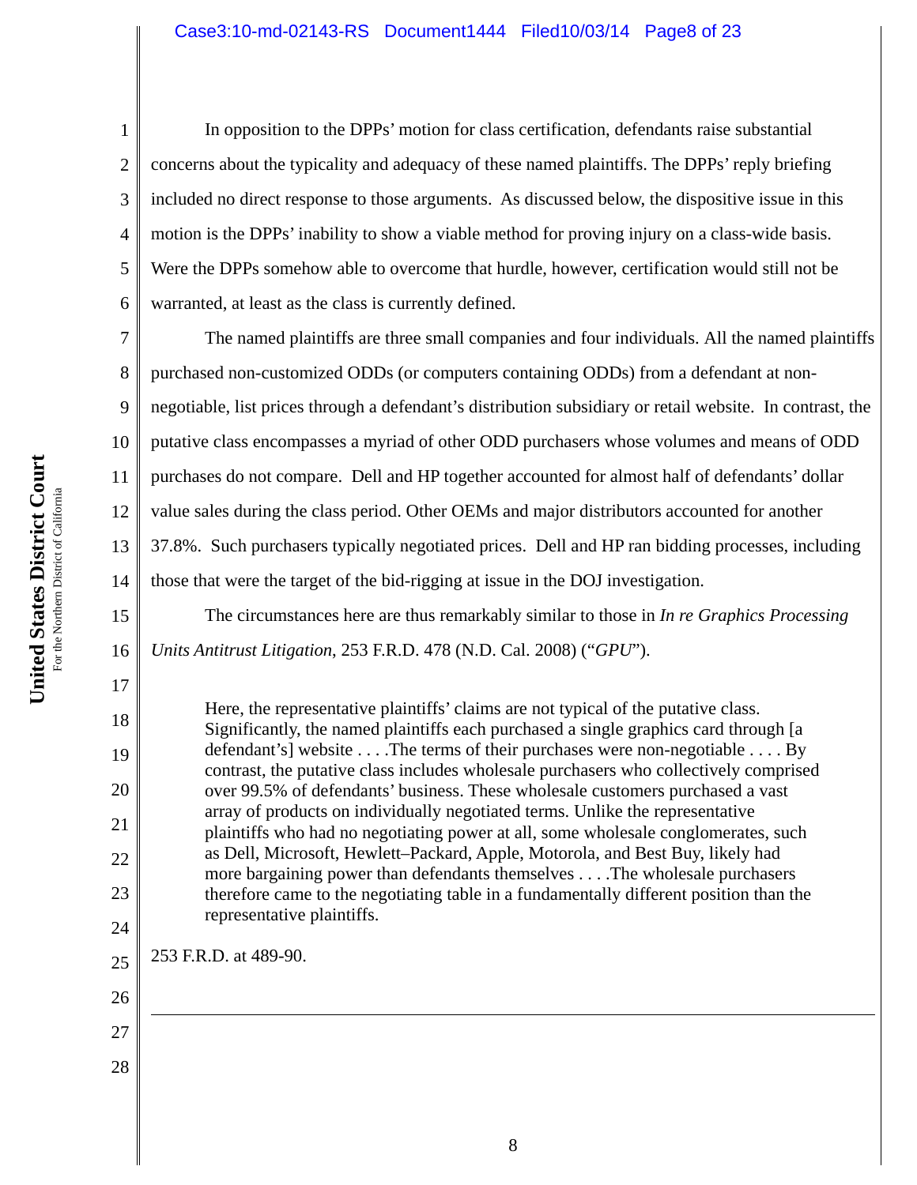In opposition to the DPPs' motion for class certification, defendants raise substantial concerns about the typicality and adequacy of these named plaintiffs. The DPPs' reply briefing included no direct response to those arguments. As discussed below, the dispositive issue in this motion is the DPPs' inability to show a viable method for proving injury on a class-wide basis. Were the DPPs somehow able to overcome that hurdle, however, certification would still not be warranted, at least as the class is currently defined.

The named plaintiffs are three small companies and four individuals. All the named plaintiffs purchased non-customized ODDs (or computers containing ODDs) from a defendant at non-negotiable, list prices through a defendant's distribution subsidiary or retail website. In contrast, the putative class encompasses a myriad of other ODD purchasers whose volumes and means of ODD purchases do not compare. Dell and HP together accounted for almost half of defendants' dollar value sales during the class period. Other OEMs and major distributors accounted for another 37.8%. Such purchasers typically negotiated prices. Dell and HP ran bidding processes, including those that were the target of the bid-rigging at issue in the DOJ investigation.

The circumstances here are thus remarkably similar to those in *In re Graphics Processing Units Antitrust Litigation*, 253 F.R.D. 478 (N.D. Cal. 2008) ("*GPU*").

> Here, the representative plaintiffs' claims are not typical of the putative class. Significantly, the named plaintiffs each purchased a single graphics card through [a defendant's] website . . . .The terms of their purchases were non-negotiable . . . . By contrast, the putative class includes wholesale purchasers who collectively comprised over 99.5% of defendants' business. These wholesale customers purchased a vast array of products on individually negotiated terms. Unlike the representative plaintiffs who had no negotiating power at all, some wholesale conglomerates, such as Dell, Microsoft, Hewlett–Packard, Apple, Motorola, and Best Buy, likely had more bargaining power than defendants themselves . . . .The wholesale purchasers therefore came to the negotiating table in a fundamentally different position than the representative plaintiffs.

253 F.R.D. at 489-90.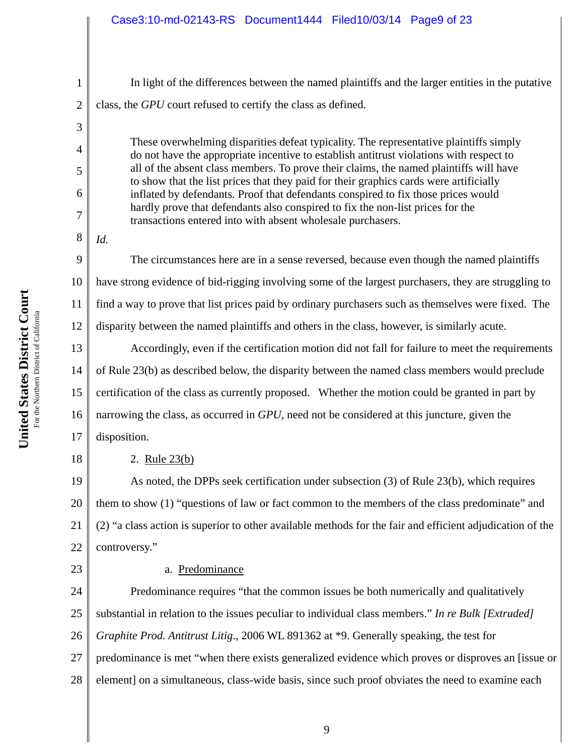In light of the differences between the named plaintiffs and the larger entities in the putative class, the *GPU* court refused to certify the class as defined.

> These overwhelming disparities defeat typicality. The representative plaintiffs simply do not have the appropriate incentive to establish antitrust violations with respect to all of the absent class members. To prove their claims, the named plaintiffs will have to show that the list prices that they paid for their graphics cards were artificially inflated by defendants. Proof that defendants conspired to fix those prices would hardly prove that defendants also conspired to fix the non-list prices for the transactions entered into with absent wholesale purchasers.

*Id.*

The circumstances here are in a sense reversed, because even though the named plaintiffs have strong evidence of bid-rigging involving some of the largest purchasers, they are struggling to find a way to prove that list prices paid by ordinary purchasers such as themselves were fixed. The disparity between the named plaintiffs and others in the class, however, is similarly acute.

Accordingly, even if the certification motion did not fall for failure to meet the requirements of Rule 23(b) as described below, the disparity between the named class members would preclude certification of the class as currently proposed. Whether the motion could be granted in part by narrowing the class, as occurred in *GPU*, need not be considered at this juncture, given the disposition.

2. Rule 23(b)

As noted, the DPPs seek certification under subsection (3) of Rule 23(b), which requires them to show (1) "questions of law or fact common to the members of the class predominate" and (2) "a class action is superior to other available methods for the fair and efficient adjudication of the controversy."

a. Predominance

Predominance requires "that the common issues be both numerically and qualitatively substantial in relation to the issues peculiar to individual class members." *In re Bulk [Extruded] Graphite Prod. Antitrust Litig*., 2006 WL 891362 at *9. Generally speaking, the test for predominance is met "when there exists generalized evidence which proves or disproves an [issue or element] on a simultaneous, class-wide basis, since such proof obviates the need to examine each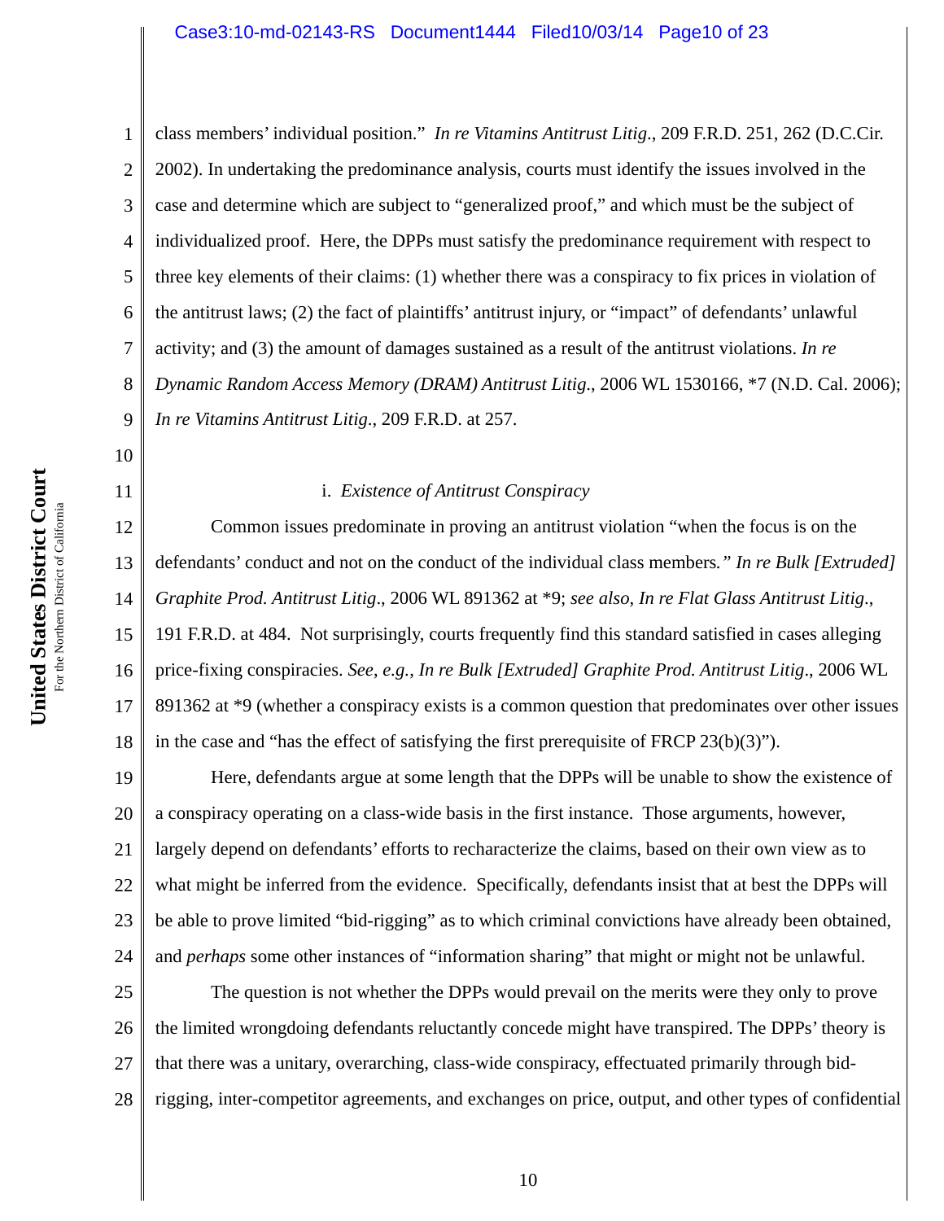class members' individual position." *In re Vitamins Antitrust Litig*., 209 F.R.D. 251, 262 (D.C.Cir. 2002). In undertaking the predominance analysis, courts must identify the issues involved in the case and determine which are subject to "generalized proof," and which must be the subject of individualized proof. Here, the DPPs must satisfy the predominance requirement with respect to three key elements of their claims: (1) whether there was a conspiracy to fix prices in violation of the antitrust laws; (2) the fact of plaintiffs' antitrust injury, or "impact" of defendants' unlawful activity; and (3) the amount of damages sustained as a result of the antitrust violations. *In re Dynamic Random Access Memory (DRAM) Antitrust Litig.*, 2006 WL 1530166, *7 (N.D. Cal. 2006); *In re Vitamins Antitrust Litig*., 209 F.R.D. at 257.

i. *Existence of Antitrust Conspiracy*

Common issues predominate in proving an antitrust violation "when the focus is on the defendants' conduct and not on the conduct of the individual class members*.*" *In re Bulk [Extruded] Graphite Prod. Antitrust Litig*., 2006 WL 891362 at *9; *see also, In re Flat Glass Antitrust Litig*., 191 F.R.D. at 484. Not surprisingly, courts frequently find this standard satisfied in cases alleging price-fixing conspiracies. *See, e.g., In re Bulk [Extruded] Graphite Prod. Antitrust Litig*., 2006 WL 891362 at *9 (whether a conspiracy exists is a common question that predominates over other issues in the case and "has the effect of satisfying the first prerequisite of FRCP 23(b)(3)").

Here, defendants argue at some length that the DPPs will be unable to show the existence of a conspiracy operating on a class-wide basis in the first instance. Those arguments, however, largely depend on defendants' efforts to recharacterize the claims, based on their own view as to what might be inferred from the evidence. Specifically, defendants insist that at best the DPPs will be able to prove limited "bid-rigging" as to which criminal convictions have already been obtained, and *perhaps* some other instances of "information sharing" that might or might not be unlawful.

The question is not whether the DPPs would prevail on the merits were they only to prove the limited wrongdoing defendants reluctantly concede might have transpired. The DPPs' theory is that there was a unitary, overarching, class-wide conspiracy, effectuated primarily through bid-rigging, inter-competitor agreements, and exchanges on price, output, and other types of confidential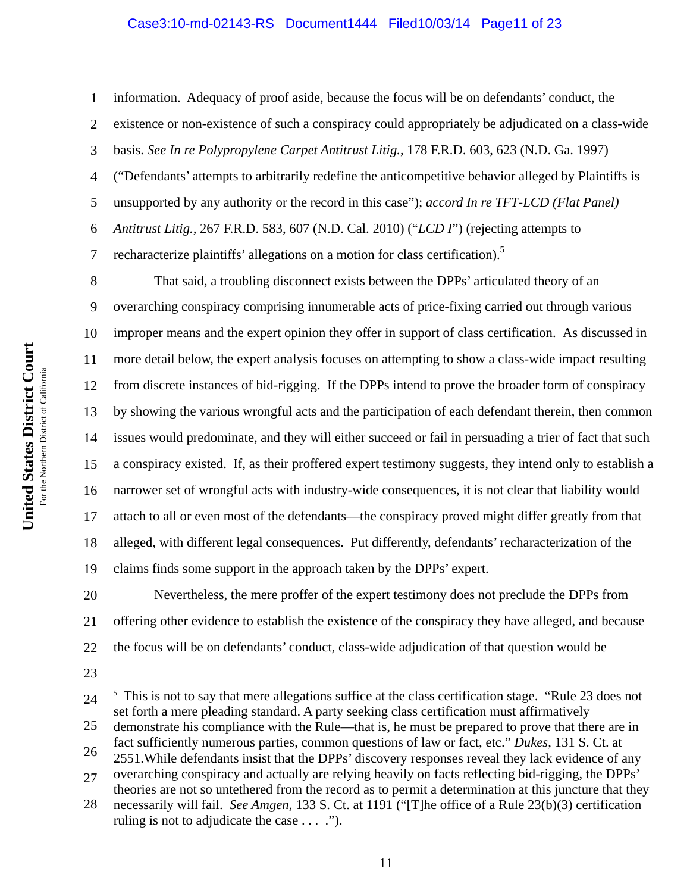information. Adequacy of proof aside, because the focus will be on defendants' conduct, the existence or non-existence of such a conspiracy could appropriately be adjudicated on a class-wide basis. *See In re Polypropylene Carpet Antitrust Litig.*, 178 F.R.D. 603, 623 (N.D. Ga. 1997) ("Defendants' attempts to arbitrarily redefine the anticompetitive behavior alleged by Plaintiffs is unsupported by any authority or the record in this case"); *accord In re TFT-LCD (Flat Panel) Antitrust Litig.*, 267 F.R.D. 583, 607 (N.D. Cal. 2010) ("*LCD I*") (rejecting attempts to recharacterize plaintiffs' allegations on a motion for class certification).[5]

That said, a troubling disconnect exists between the DPPs' articulated theory of an overarching conspiracy comprising innumerable acts of price-fixing carried out through various improper means and the expert opinion they offer in support of class certification. As discussed in more detail below, the expert analysis focuses on attempting to show a class-wide impact resulting from discrete instances of bid-rigging. If the DPPs intend to prove the broader form of conspiracy by showing the various wrongful acts and the participation of each defendant therein, then common issues would predominate, and they will either succeed or fail in persuading a trier of fact that such a conspiracy existed. If, as their proffered expert testimony suggests, they intend only to establish a narrower set of wrongful acts with industry-wide consequences, it is not clear that liability would attach to all or even most of the defendants—the conspiracy proved might differ greatly from that alleged, with different legal consequences. Put differently, defendants' recharacterization of the claims finds some support in the approach taken by the DPPs' expert.

Nevertheless, the mere proffer of the expert testimony does not preclude the DPPs from offering other evidence to establish the existence of the conspiracy they have alleged, and because the focus will be on defendants' conduct, class-wide adjudication of that question would be

---

[5] This is not to say that mere allegations suffice at the class certification stage. "Rule 23 does not set forth a mere pleading standard. A party seeking class certification must affirmatively demonstrate his compliance with the Rule—that is, he must be prepared to prove that there are in fact sufficiently numerous parties, common questions of law or fact, etc." *Dukes*, 131 S. Ct. at 2551.While defendants insist that the DPPs' discovery responses reveal they lack evidence of any overarching conspiracy and actually are relying heavily on facts reflecting bid-rigging, the DPPs' theories are not so untethered from the record as to permit a determination at this juncture that they necessarily will fail. *See Amgen*, 133 S. Ct. at 1191 ("[T]he office of a Rule 23(b)(3) certification ruling is not to adjudicate the case . . . .").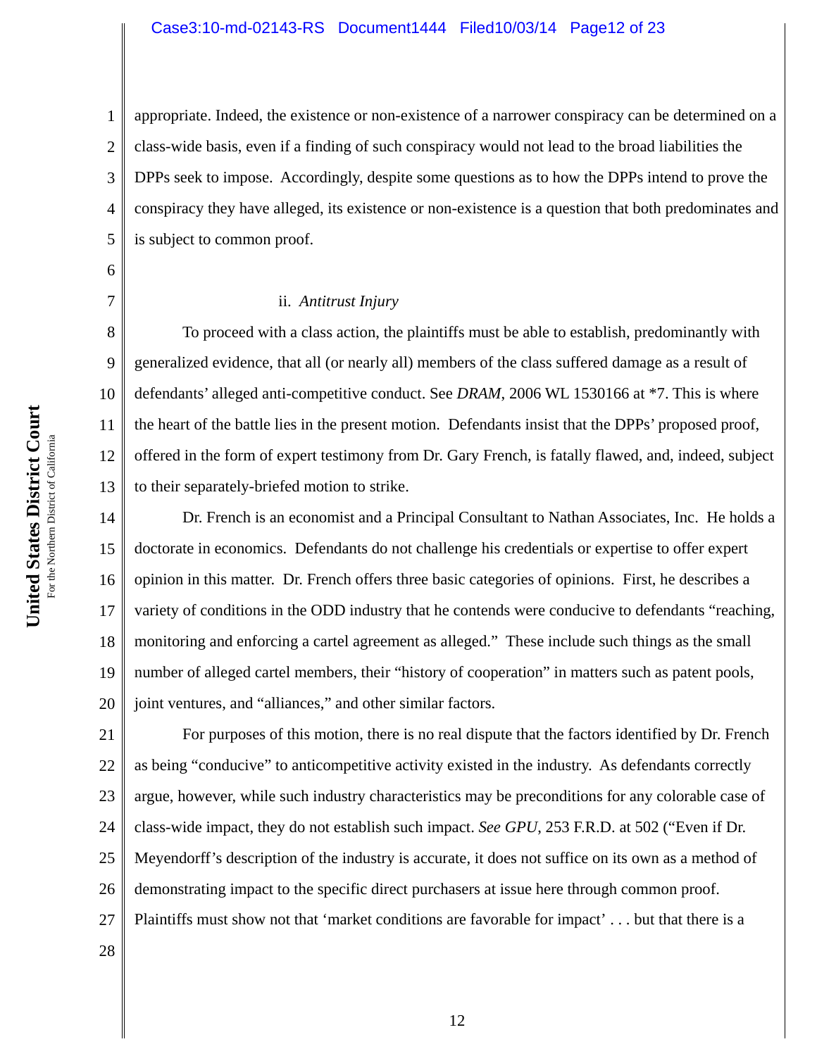appropriate. Indeed, the existence or non-existence of a narrower conspiracy can be determined on a class-wide basis, even if a finding of such conspiracy would not lead to the broad liabilities the DPPs seek to impose. Accordingly, despite some questions as to how the DPPs intend to prove the conspiracy they have alleged, its existence or non-existence is a question that both predominates and is subject to common proof.

ii. *Antitrust Injury*

To proceed with a class action, the plaintiffs must be able to establish, predominantly with generalized evidence, that all (or nearly all) members of the class suffered damage as a result of defendants' alleged anti-competitive conduct. See *DRAM*, 2006 WL 1530166 at *7. This is where the heart of the battle lies in the present motion. Defendants insist that the DPPs' proposed proof, offered in the form of expert testimony from Dr. Gary French, is fatally flawed, and, indeed, subject to their separately-briefed motion to strike.

Dr. French is an economist and a Principal Consultant to Nathan Associates, Inc. He holds a doctorate in economics. Defendants do not challenge his credentials or expertise to offer expert opinion in this matter. Dr. French offers three basic categories of opinions. First, he describes a variety of conditions in the ODD industry that he contends were conducive to defendants "reaching, monitoring and enforcing a cartel agreement as alleged." These include such things as the small number of alleged cartel members, their "history of cooperation" in matters such as patent pools, joint ventures, and "alliances," and other similar factors.

For purposes of this motion, there is no real dispute that the factors identified by Dr. French as being "conducive" to anticompetitive activity existed in the industry. As defendants correctly argue, however, while such industry characteristics may be preconditions for any colorable case of class-wide impact, they do not establish such impact. *See GPU*, 253 F.R.D. at 502 ("Even if Dr. Meyendorff's description of the industry is accurate, it does not suffice on its own as a method of demonstrating impact to the specific direct purchasers at issue here through common proof. Plaintiffs must show not that 'market conditions are favorable for impact' . . . but that there is a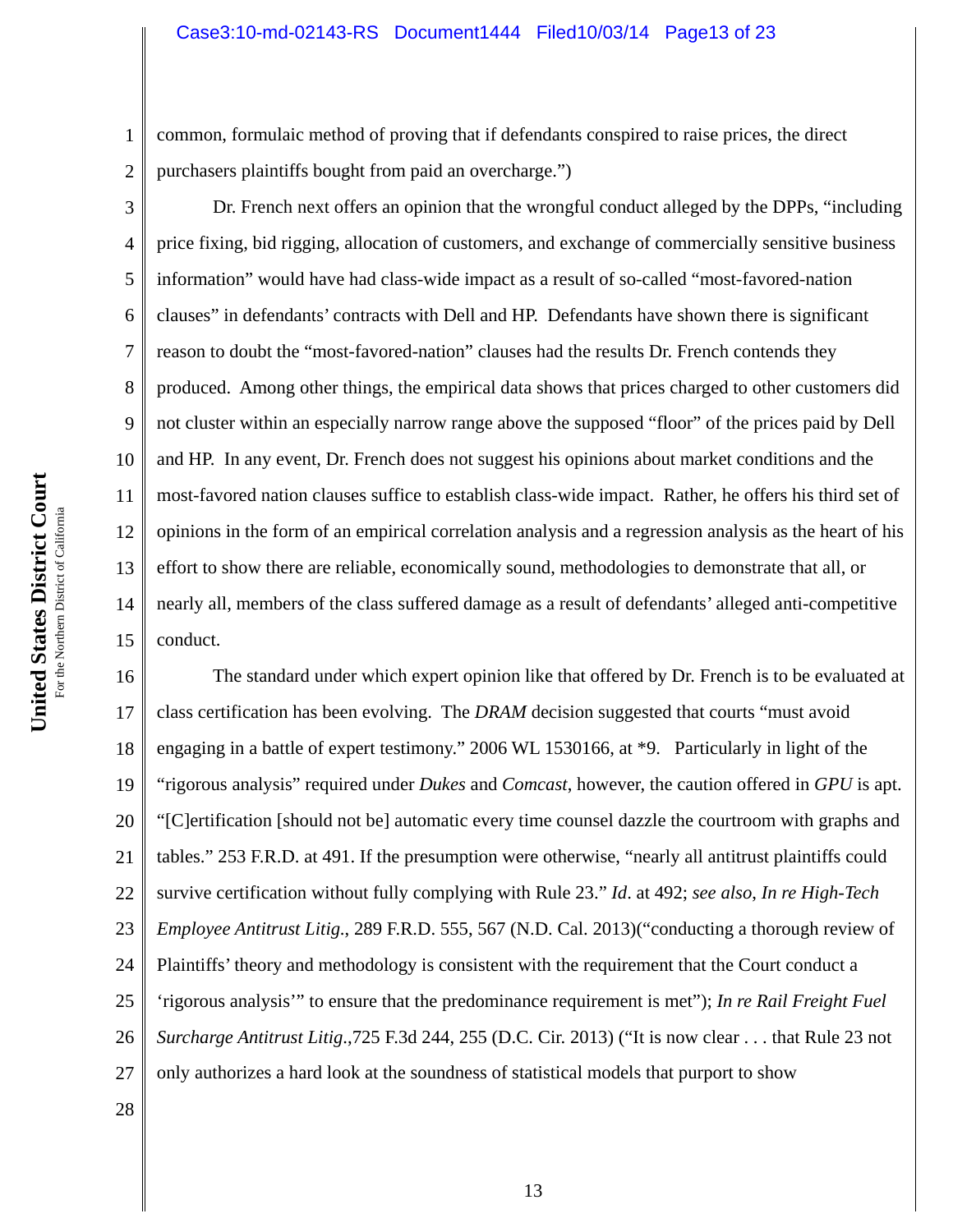common, formulaic method of proving that if defendants conspired to raise prices, the direct purchasers plaintiffs bought from paid an overcharge.")

Dr. French next offers an opinion that the wrongful conduct alleged by the DPPs, "including price fixing, bid rigging, allocation of customers, and exchange of commercially sensitive business information" would have had class-wide impact as a result of so-called "most-favored-nation clauses" in defendants' contracts with Dell and HP. Defendants have shown there is significant reason to doubt the "most-favored-nation" clauses had the results Dr. French contends they produced. Among other things, the empirical data shows that prices charged to other customers did not cluster within an especially narrow range above the supposed "floor" of the prices paid by Dell and HP. In any event, Dr. French does not suggest his opinions about market conditions and the most-favored nation clauses suffice to establish class-wide impact. Rather, he offers his third set of opinions in the form of an empirical correlation analysis and a regression analysis as the heart of his effort to show there are reliable, economically sound, methodologies to demonstrate that all, or nearly all, members of the class suffered damage as a result of defendants' alleged anti-competitive conduct.

The standard under which expert opinion like that offered by Dr. French is to be evaluated at class certification has been evolving. The *DRAM* decision suggested that courts "must avoid engaging in a battle of expert testimony." 2006 WL 1530166, at *9. Particularly in light of the "rigorous analysis" required under *Dukes* and *Comcast*, however, the caution offered in *GPU* is apt. "[C]ertification [should not be] automatic every time counsel dazzle the courtroom with graphs and tables." 253 F.R.D. at 491. If the presumption were otherwise, "nearly all antitrust plaintiffs could survive certification without fully complying with Rule 23." *Id*. at 492; *see also*, *In re High-Tech Employee Antitrust Litig.*, 289 F.R.D. 555, 567 (N.D. Cal. 2013)("conducting a thorough review of Plaintiffs' theory and methodology is consistent with the requirement that the Court conduct a 'rigorous analysis'" to ensure that the predominance requirement is met"); *In re Rail Freight Fuel Surcharge Antitrust Litig*.,725 F.3d 244, 255 (D.C. Cir. 2013) ("It is now clear . . . that Rule 23 not only authorizes a hard look at the soundness of statistical models that purport to show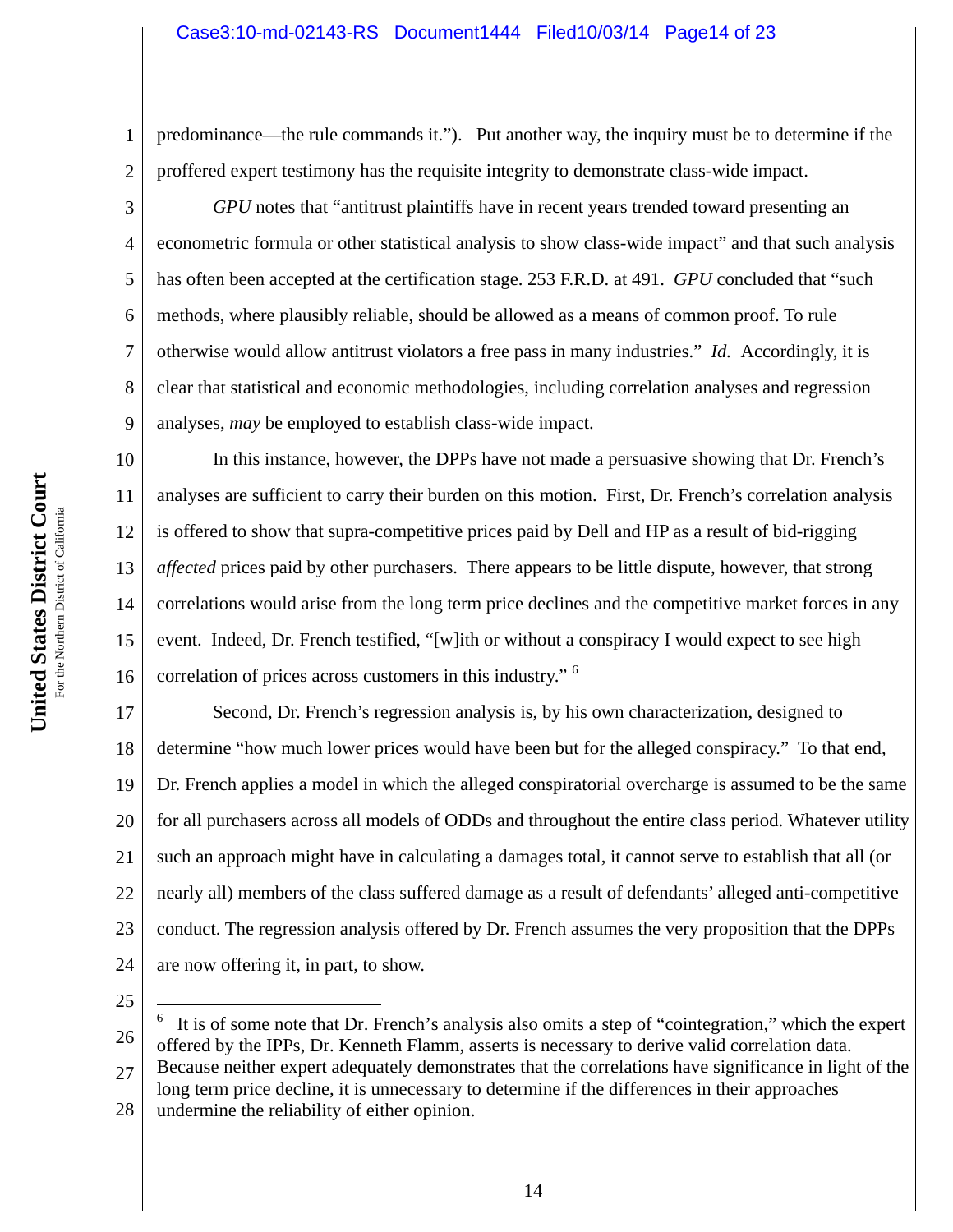predominance—the rule commands it."). Put another way, the inquiry must be to determine if the proffered expert testimony has the requisite integrity to demonstrate class-wide impact.

*GPU* notes that "antitrust plaintiffs have in recent years trended toward presenting an econometric formula or other statistical analysis to show class-wide impact" and that such analysis has often been accepted at the certification stage. 253 F.R.D. at 491. *GPU* concluded that "such methods, where plausibly reliable, should be allowed as a means of common proof. To rule otherwise would allow antitrust violators a free pass in many industries." *Id.* Accordingly, it is clear that statistical and economic methodologies, including correlation analyses and regression analyses, *may* be employed to establish class-wide impact.

In this instance, however, the DPPs have not made a persuasive showing that Dr. French's analyses are sufficient to carry their burden on this motion. First, Dr. French's correlation analysis is offered to show that supra-competitive prices paid by Dell and HP as a result of bid-rigging *affected* prices paid by other purchasers. There appears to be little dispute, however, that strong correlations would arise from the long term price declines and the competitive market forces in any event. Indeed, Dr. French testified, "[w]ith or without a conspiracy I would expect to see high correlation of prices across customers in this industry." [6]

Second, Dr. French's regression analysis is, by his own characterization, designed to determine "how much lower prices would have been but for the alleged conspiracy." To that end, Dr. French applies a model in which the alleged conspiratorial overcharge is assumed to be the same for all purchasers across all models of ODDs and throughout the entire class period. Whatever utility such an approach might have in calculating a damages total, it cannot serve to establish that all (or nearly all) members of the class suffered damage as a result of defendants' alleged anti-competitive conduct. The regression analysis offered by Dr. French assumes the very proposition that the DPPs are now offering it, in part, to show.

---

[6] It is of some note that Dr. French's analysis also omits a step of "cointegration," which the expert offered by the IPPs, Dr. Kenneth Flamm, asserts is necessary to derive valid correlation data. Because neither expert adequately demonstrates that the correlations have significance in light of the long term price decline, it is unnecessary to determine if the differences in their approaches undermine the reliability of either opinion.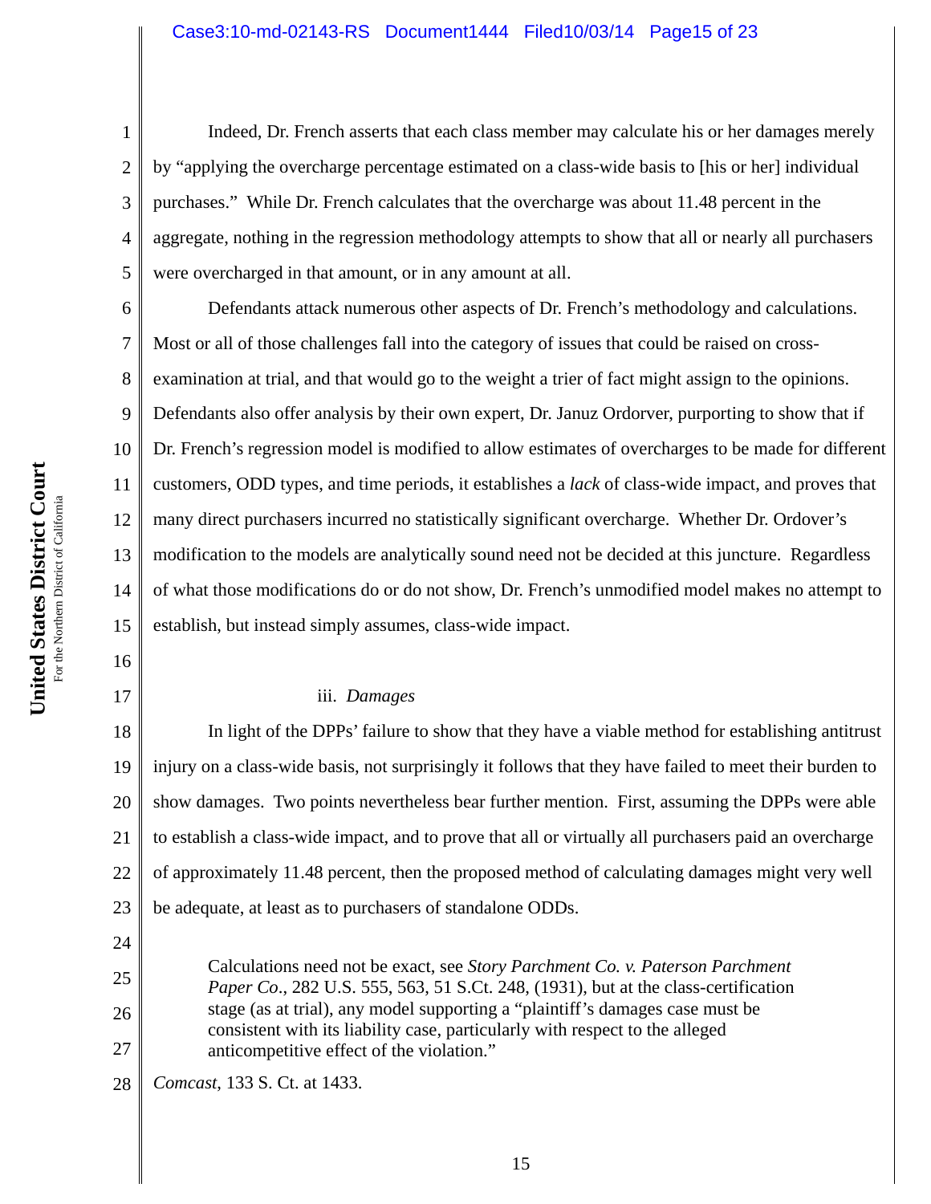Indeed, Dr. French asserts that each class member may calculate his or her damages merely by "applying the overcharge percentage estimated on a class-wide basis to [his or her] individual purchases." While Dr. French calculates that the overcharge was about 11.48 percent in the aggregate, nothing in the regression methodology attempts to show that all or nearly all purchasers were overcharged in that amount, or in any amount at all.

Defendants attack numerous other aspects of Dr. French's methodology and calculations. Most or all of those challenges fall into the category of issues that could be raised on cross-examination at trial, and that would go to the weight a trier of fact might assign to the opinions. Defendants also offer analysis by their own expert, Dr. Januz Ordorver, purporting to show that if Dr. French's regression model is modified to allow estimates of overcharges to be made for different customers, ODD types, and time periods, it establishes a *lack* of class-wide impact, and proves that many direct purchasers incurred no statistically significant overcharge. Whether Dr. Ordover's modification to the models are analytically sound need not be decided at this juncture. Regardless of what those modifications do or do not show, Dr. French's unmodified model makes no attempt to establish, but instead simply assumes, class-wide impact.

iii. *Damages*

In light of the DPPs' failure to show that they have a viable method for establishing antitrust injury on a class-wide basis, not surprisingly it follows that they have failed to meet their burden to show damages. Two points nevertheless bear further mention. First, assuming the DPPs were able to establish a class-wide impact, and to prove that all or virtually all purchasers paid an overcharge of approximately 11.48 percent, then the proposed method of calculating damages might very well be adequate, at least as to purchasers of standalone ODDs.

> Calculations need not be exact, see *Story Parchment Co. v. Paterson Parchment Paper Co*., 282 U.S. 555, 563, 51 S.Ct. 248, (1931), but at the class-certification stage (as at trial), any model supporting a "plaintiff's damages case must be consistent with its liability case, particularly with respect to the alleged anticompetitive effect of the violation."

*Comcast*, 133 S. Ct. at 1433.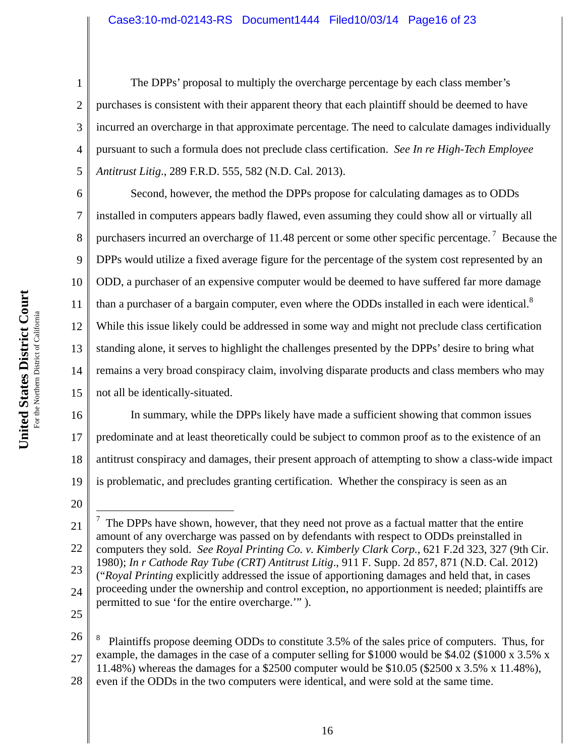The DPPs' proposal to multiply the overcharge percentage by each class member's purchases is consistent with their apparent theory that each plaintiff should be deemed to have incurred an overcharge in that approximate percentage. The need to calculate damages individually pursuant to such a formula does not preclude class certification. *See In re High-Tech Employee Antitrust Litig*., 289 F.R.D. 555, 582 (N.D. Cal. 2013).

Second, however, the method the DPPs propose for calculating damages as to ODDs installed in computers appears badly flawed, even assuming they could show all or virtually all purchasers incurred an overcharge of 11.48 percent or some other specific percentage.[7] Because the DPPs would utilize a fixed average figure for the percentage of the system cost represented by an ODD, a purchaser of an expensive computer would be deemed to have suffered far more damage than a purchaser of a bargain computer, even where the ODDs installed in each were identical.[8] While this issue likely could be addressed in some way and might not preclude class certification standing alone, it serves to highlight the challenges presented by the DPPs' desire to bring what remains a very broad conspiracy claim, involving disparate products and class members who may not all be identically-situated.

In summary, while the DPPs likely have made a sufficient showing that common issues predominate and at least theoretically could be subject to common proof as to the existence of an antitrust conspiracy and damages, their present approach of attempting to show a class-wide impact is problematic, and precludes granting certification. Whether the conspiracy is seen as an

---

[7] The DPPs have shown, however, that they need not prove as a factual matter that the entire amount of any overcharge was passed on by defendants with respect to ODDs preinstalled in computers they sold. *See Royal Printing Co. v. Kimberly Clark Corp.*, 621 F.2d 323, 327 (9th Cir. 1980); *In r Cathode Ray Tube (CRT) Antitrust Litig*., 911 F. Supp. 2d 857, 871 (N.D. Cal. 2012) ("*Royal Printing* explicitly addressed the issue of apportioning damages and held that, in cases proceeding under the ownership and control exception, no apportionment is needed; plaintiffs are permitted to sue 'for the entire overcharge.'" ).

[8] Plaintiffs propose deeming ODDs to constitute 3.5% of the sales price of computers. Thus, for example, the damages in the case of a computer selling for $1000 would be $4.02 ($1000 x 3.5% x 11.48%) whereas the damages for a $2500 computer would be $10.05 ($2500 x 3.5% x 11.48%), even if the ODDs in the two computers were identical, and were sold at the same time.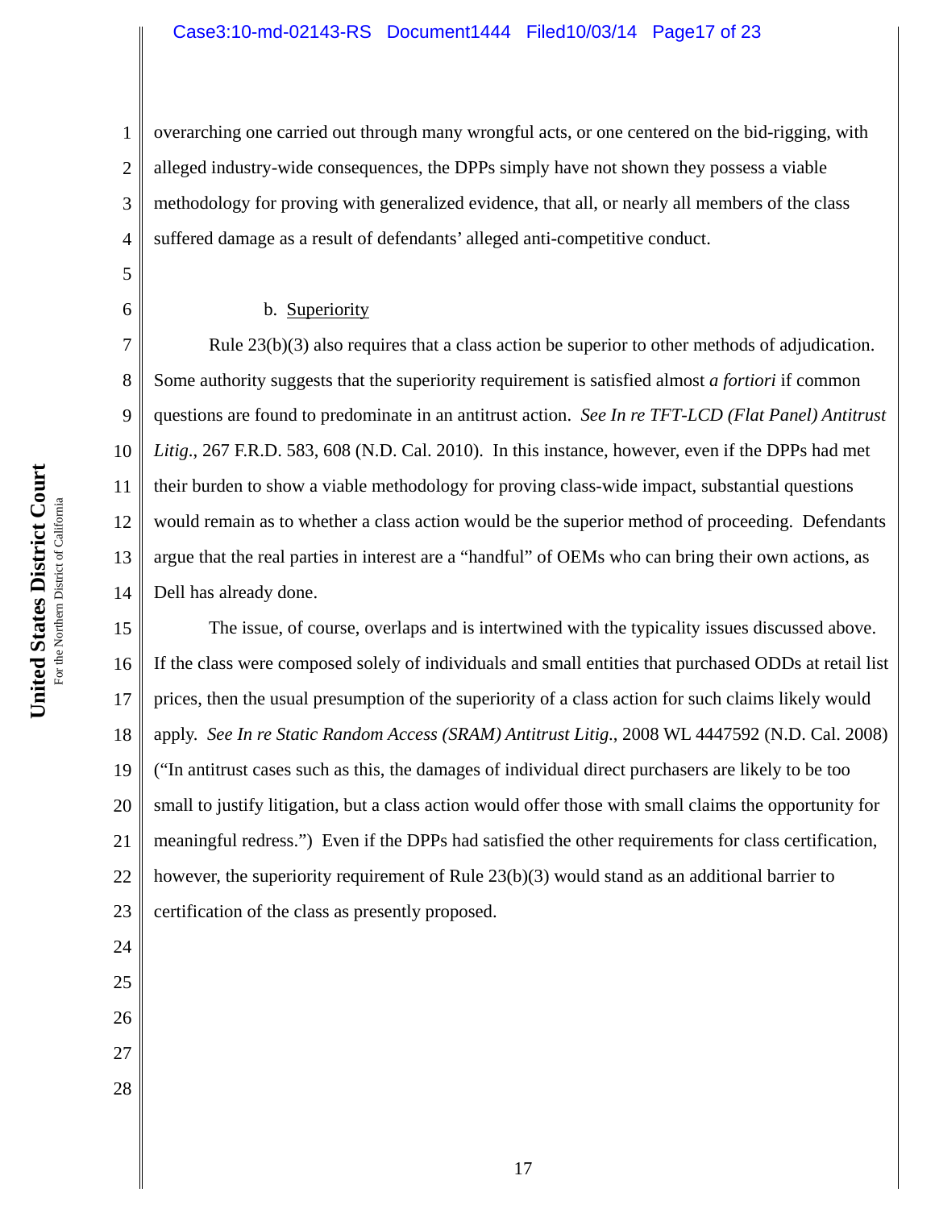overarching one carried out through many wrongful acts, or one centered on the bid-rigging, with alleged industry-wide consequences, the DPPs simply have not shown they possess a viable methodology for proving with generalized evidence, that all, or nearly all members of the class suffered damage as a result of defendants' alleged anti-competitive conduct.

b. Superiority

Rule 23(b)(3) also requires that a class action be superior to other methods of adjudication. Some authority suggests that the superiority requirement is satisfied almost *a fortiori* if common questions are found to predominate in an antitrust action. *See In re TFT-LCD (Flat Panel) Antitrust Litig.*, 267 F.R.D. 583, 608 (N.D. Cal. 2010). In this instance, however, even if the DPPs had met their burden to show a viable methodology for proving class-wide impact, substantial questions would remain as to whether a class action would be the superior method of proceeding. Defendants argue that the real parties in interest are a "handful" of OEMs who can bring their own actions, as Dell has already done.

The issue, of course, overlaps and is intertwined with the typicality issues discussed above. If the class were composed solely of individuals and small entities that purchased ODDs at retail list prices, then the usual presumption of the superiority of a class action for such claims likely would apply. *See In re Static Random Access (SRAM) Antitrust Litig.*, 2008 WL 4447592 (N.D. Cal. 2008) ("In antitrust cases such as this, the damages of individual direct purchasers are likely to be too small to justify litigation, but a class action would offer those with small claims the opportunity for meaningful redress.") Even if the DPPs had satisfied the other requirements for class certification, however, the superiority requirement of Rule 23(b)(3) would stand as an additional barrier to certification of the class as presently proposed.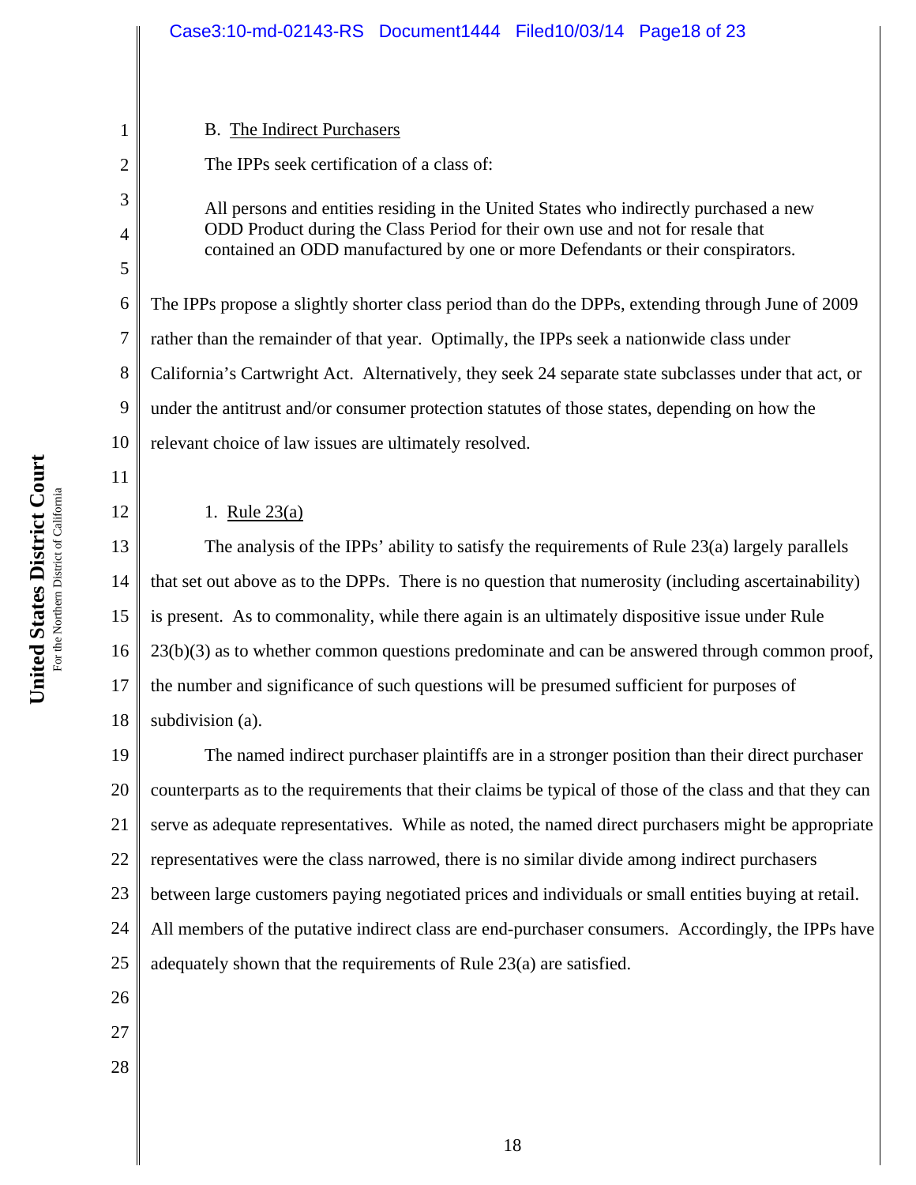B. The Indirect Purchasers

The IPPs seek certification of a class of:

> All persons and entities residing in the United States who indirectly purchased a new ODD Product during the Class Period for their own use and not for resale that contained an ODD manufactured by one or more Defendants or their conspirators.

The IPPs propose a slightly shorter class period than do the DPPs, extending through June of 2009 rather than the remainder of that year. Optimally, the IPPs seek a nationwide class under California's Cartwright Act. Alternatively, they seek 24 separate state subclasses under that act, or under the antitrust and/or consumer protection statutes of those states, depending on how the relevant choice of law issues are ultimately resolved.

1. Rule 23(a)

The analysis of the IPPs' ability to satisfy the requirements of Rule 23(a) largely parallels that set out above as to the DPPs. There is no question that numerosity (including ascertainability) is present. As to commonality, while there again is an ultimately dispositive issue under Rule 23(b)(3) as to whether common questions predominate and can be answered through common proof, the number and significance of such questions will be presumed sufficient for purposes of subdivision (a).

The named indirect purchaser plaintiffs are in a stronger position than their direct purchaser counterparts as to the requirements that their claims be typical of those of the class and that they can serve as adequate representatives. While as noted, the named direct purchasers might be appropriate representatives were the class narrowed, there is no similar divide among indirect purchasers between large customers paying negotiated prices and individuals or small entities buying at retail. All members of the putative indirect class are end-purchaser consumers. Accordingly, the IPPs have adequately shown that the requirements of Rule 23(a) are satisfied.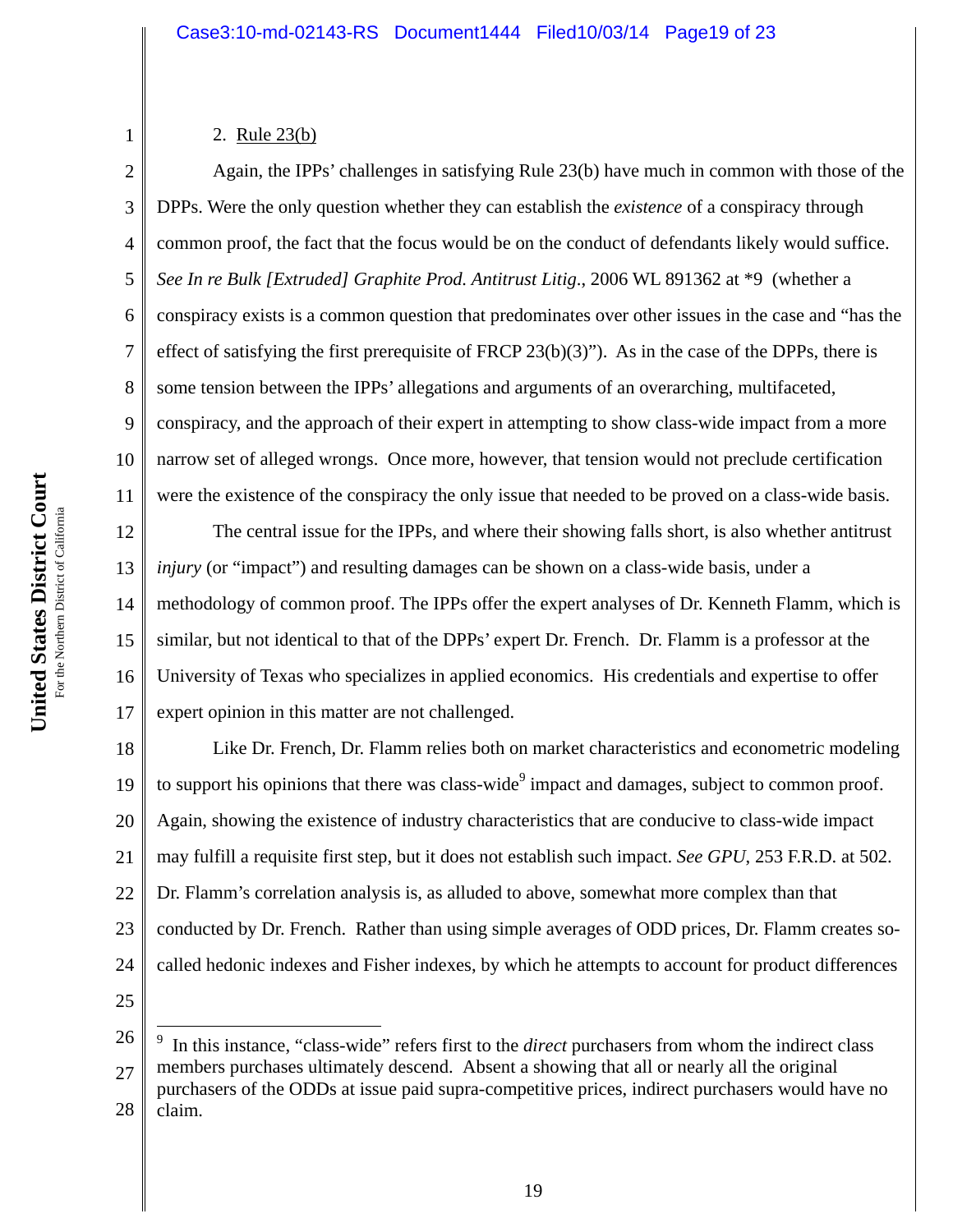2. Rule 23(b)

Again, the IPPs' challenges in satisfying Rule 23(b) have much in common with those of the DPPs. Were the only question whether they can establish the *existence* of a conspiracy through common proof, the fact that the focus would be on the conduct of defendants likely would suffice. *See In re Bulk [Extruded] Graphite Prod. Antitrust Litig.*, 2006 WL 891362 at *9 (whether a conspiracy exists is a common question that predominates over other issues in the case and "has the effect of satisfying the first prerequisite of FRCP 23(b)(3)"). As in the case of the DPPs, there is some tension between the IPPs' allegations and arguments of an overarching, multifaceted, conspiracy, and the approach of their expert in attempting to show class-wide impact from a more narrow set of alleged wrongs. Once more, however, that tension would not preclude certification were the existence of the conspiracy the only issue that needed to be proved on a class-wide basis.

The central issue for the IPPs, and where their showing falls short, is also whether antitrust *injury* (or "impact") and resulting damages can be shown on a class-wide basis, under a methodology of common proof. The IPPs offer the expert analyses of Dr. Kenneth Flamm, which is similar, but not identical to that of the DPPs' expert Dr. French. Dr. Flamm is a professor at the University of Texas who specializes in applied economics. His credentials and expertise to offer expert opinion in this matter are not challenged.

Like Dr. French, Dr. Flamm relies both on market characteristics and econometric modeling to support his opinions that there was class-wide[9] impact and damages, subject to common proof. Again, showing the existence of industry characteristics that are conducive to class-wide impact may fulfill a requisite first step, but it does not establish such impact. *See GPU*, 253 F.R.D. at 502. Dr. Flamm's correlation analysis is, as alluded to above, somewhat more complex than that conducted by Dr. French. Rather than using simple averages of ODD prices, Dr. Flamm creates so-called hedonic indexes and Fisher indexes, by which he attempts to account for product differences

---

[9] In this instance, "class-wide" refers first to the *direct* purchasers from whom the indirect class members purchases ultimately descend. Absent a showing that all or nearly all the original purchasers of the ODDs at issue paid supra-competitive prices, indirect purchasers would have no claim.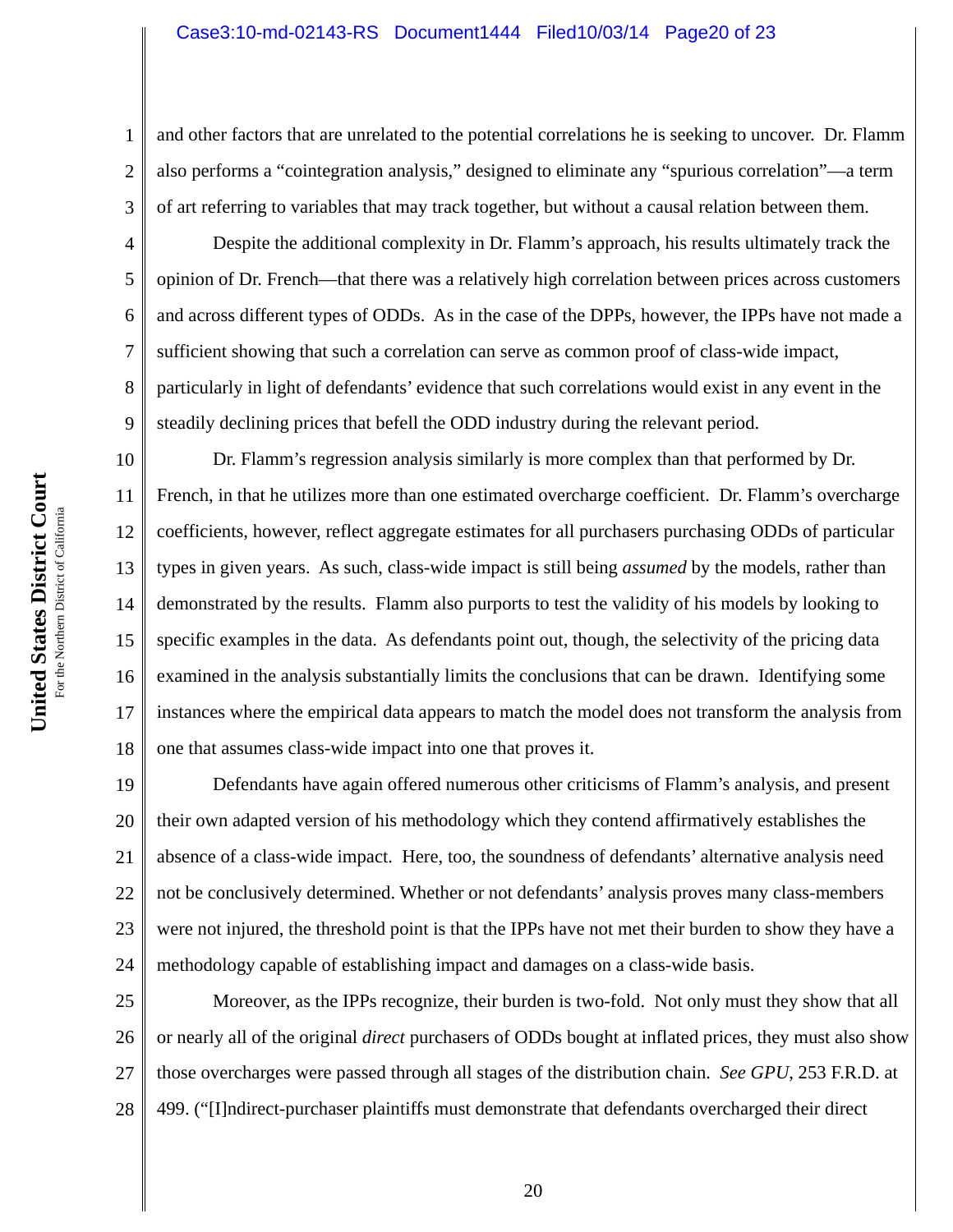and other factors that are unrelated to the potential correlations he is seeking to uncover. Dr. Flamm also performs a "cointegration analysis," designed to eliminate any "spurious correlation"—a term of art referring to variables that may track together, but without a causal relation between them.

Despite the additional complexity in Dr. Flamm's approach, his results ultimately track the opinion of Dr. French—that there was a relatively high correlation between prices across customers and across different types of ODDs. As in the case of the DPPs, however, the IPPs have not made a sufficient showing that such a correlation can serve as common proof of class-wide impact, particularly in light of defendants' evidence that such correlations would exist in any event in the steadily declining prices that befell the ODD industry during the relevant period.

Dr. Flamm's regression analysis similarly is more complex than that performed by Dr. French, in that he utilizes more than one estimated overcharge coefficient. Dr. Flamm's overcharge coefficients, however, reflect aggregate estimates for all purchasers purchasing ODDs of particular types in given years. As such, class-wide impact is still being *assumed* by the models, rather than demonstrated by the results. Flamm also purports to test the validity of his models by looking to specific examples in the data. As defendants point out, though, the selectivity of the pricing data examined in the analysis substantially limits the conclusions that can be drawn. Identifying some instances where the empirical data appears to match the model does not transform the analysis from one that assumes class-wide impact into one that proves it.

Defendants have again offered numerous other criticisms of Flamm's analysis, and present their own adapted version of his methodology which they contend affirmatively establishes the absence of a class-wide impact. Here, too, the soundness of defendants' alternative analysis need not be conclusively determined. Whether or not defendants' analysis proves many class-members were not injured, the threshold point is that the IPPs have not met their burden to show they have a methodology capable of establishing impact and damages on a class-wide basis.

Moreover, as the IPPs recognize, their burden is two-fold. Not only must they show that all or nearly all of the original *direct* purchasers of ODDs bought at inflated prices, they must also show those overcharges were passed through all stages of the distribution chain. *See GPU*, 253 F.R.D. at 499. ("[I]ndirect-purchaser plaintiffs must demonstrate that defendants overcharged their direct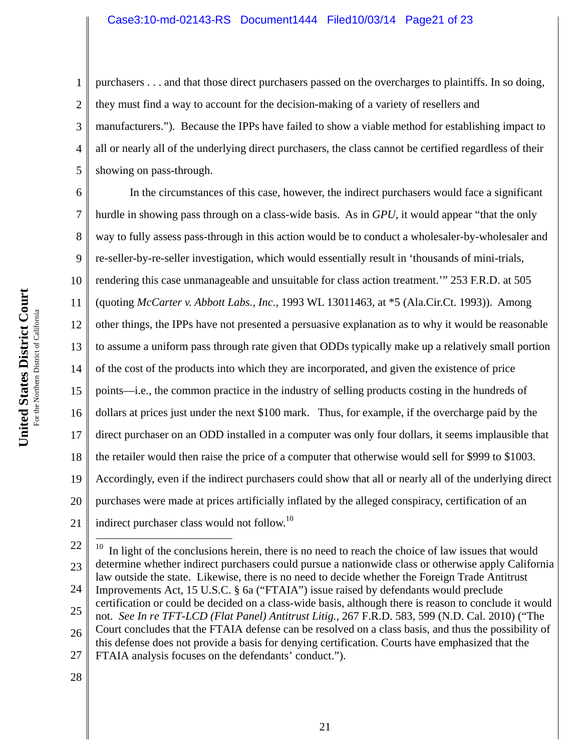purchasers . . . and that those direct purchasers passed on the overcharges to plaintiffs. In so doing, they must find a way to account for the decision-making of a variety of resellers and manufacturers."). Because the IPPs have failed to show a viable method for establishing impact to all or nearly all of the underlying direct purchasers, the class cannot be certified regardless of their showing on pass-through.

In the circumstances of this case, however, the indirect purchasers would face a significant hurdle in showing pass through on a class-wide basis. As in *GPU*, it would appear "that the only way to fully assess pass-through in this action would be to conduct a wholesaler-by-wholesaler and re-seller-by-re-seller investigation, which would essentially result in 'thousands of mini-trials, rendering this case unmanageable and unsuitable for class action treatment.'" 253 F.R.D. at 505 (quoting *McCarter v. Abbott Labs., Inc*., 1993 WL 13011463, at *5 (Ala.Cir.Ct. 1993)). Among other things, the IPPs have not presented a persuasive explanation as to why it would be reasonable to assume a uniform pass through rate given that ODDs typically make up a relatively small portion of the cost of the products into which they are incorporated, and given the existence of price points—i.e., the common practice in the industry of selling products costing in the hundreds of dollars at prices just under the next $100 mark. Thus, for example, if the overcharge paid by the direct purchaser on an ODD installed in a computer was only four dollars, it seems implausible that the retailer would then raise the price of a computer that otherwise would sell for $999 to $1003. Accordingly, even if the indirect purchasers could show that all or nearly all of the underlying direct purchases were made at prices artificially inflated by the alleged conspiracy, certification of an indirect purchaser class would not follow.[10]

---

[10] In light of the conclusions herein, there is no need to reach the choice of law issues that would determine whether indirect purchasers could pursue a nationwide class or otherwise apply California law outside the state. Likewise, there is no need to decide whether the Foreign Trade Antitrust Improvements Act, 15 U.S.C. § 6a ("FTAIA") issue raised by defendants would preclude certification or could be decided on a class-wide basis, although there is reason to conclude it would not. *See In re TFT-LCD (Flat Panel) Antitrust Litig.*, 267 F.R.D. 583, 599 (N.D. Cal. 2010) ("The Court concludes that the FTAIA defense can be resolved on a class basis, and thus the possibility of this defense does not provide a basis for denying certification. Courts have emphasized that the FTAIA analysis focuses on the defendants' conduct.").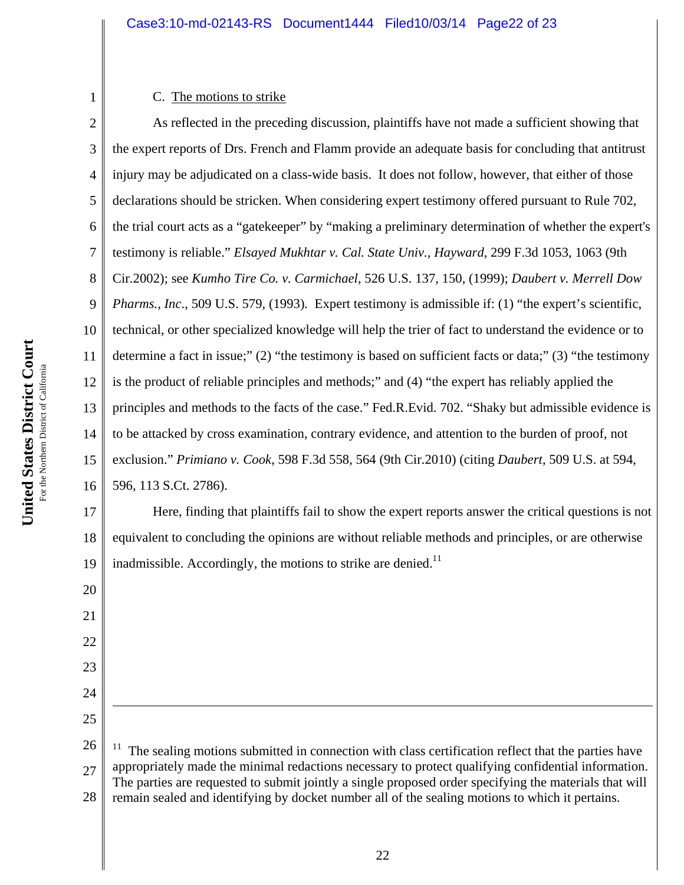C. <u>The motions to strike</u>

As reflected in the preceding discussion, plaintiffs have not made a sufficient showing that the expert reports of Drs. French and Flamm provide an adequate basis for concluding that antitrust injury may be adjudicated on a class-wide basis. It does not follow, however, that either of those declarations should be stricken. When considering expert testimony offered pursuant to Rule 702, the trial court acts as a "gatekeeper" by "making a preliminary determination of whether the expert's testimony is reliable." *Elsayed Mukhtar v. Cal. State Univ., Hayward*, 299 F.3d 1053, 1063 (9th Cir.2002); see *Kumho Tire Co. v. Carmichael*, 526 U.S. 137, 150, (1999); *Daubert v. Merrell Dow Pharms., Inc*., 509 U.S. 579, (1993). Expert testimony is admissible if: (1) "the expert's scientific, technical, or other specialized knowledge will help the trier of fact to understand the evidence or to determine a fact in issue;" (2) "the testimony is based on sufficient facts or data;" (3) "the testimony is the product of reliable principles and methods;" and (4) "the expert has reliably applied the principles and methods to the facts of the case." Fed.R.Evid. 702. "Shaky but admissible evidence is to be attacked by cross examination, contrary evidence, and attention to the burden of proof, not exclusion." *Primiano v. Cook*, 598 F.3d 558, 564 (9th Cir.2010) (citing *Daubert*, 509 U.S. at 594, 596, 113 S.Ct. 2786).

Here, finding that plaintiffs fail to show the expert reports answer the critical questions is not equivalent to concluding the opinions are without reliable methods and principles, or are otherwise inadmissible. Accordingly, the motions to strike are denied.[11]

---

[11] The sealing motions submitted in connection with class certification reflect that the parties have appropriately made the minimal redactions necessary to protect qualifying confidential information. The parties are requested to submit jointly a single proposed order specifying the materials that will remain sealed and identifying by docket number all of the sealing motions to which it pertains.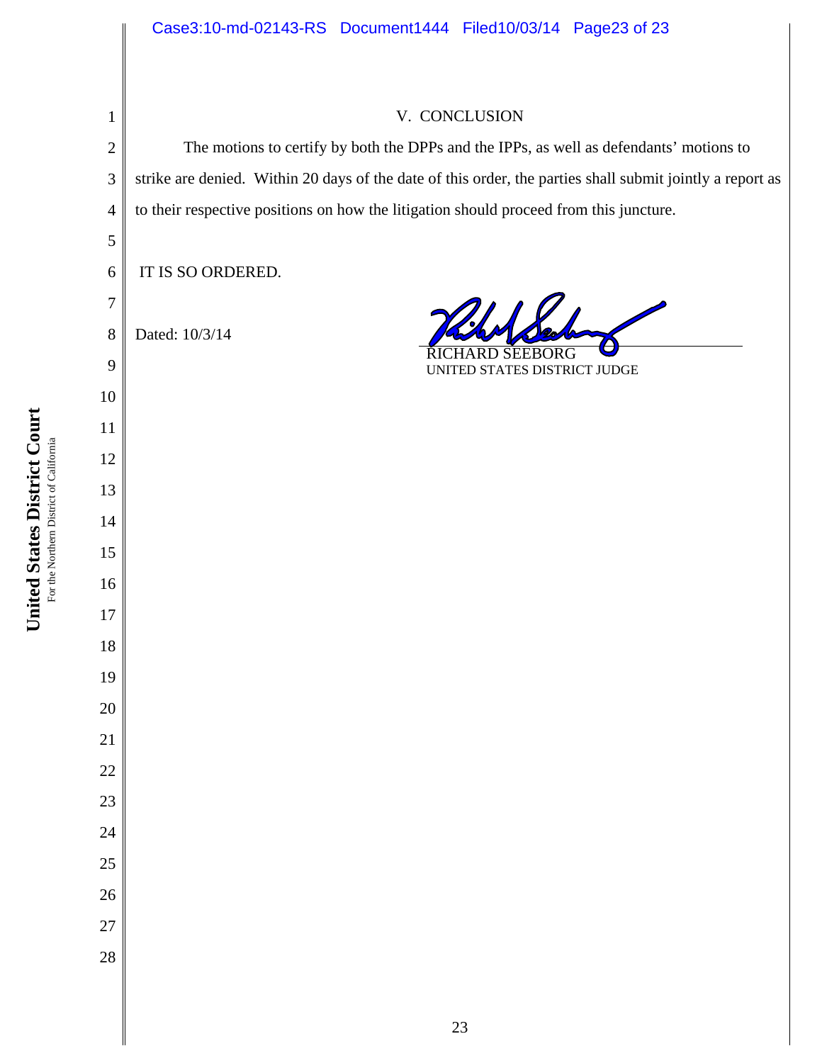## V. CONCLUSION

The motions to certify by both the DPPs and the IPPs, as well as defendants' motions to strike are denied. Within 20 days of the date of this order, the parties shall submit jointly a report as to their respective positions on how the litigation should proceed from this juncture.

IT IS SO ORDERED.

Dated: 10/3/14

RICHARD SEEBORG
UNITED STATES DISTRICT JUDGE